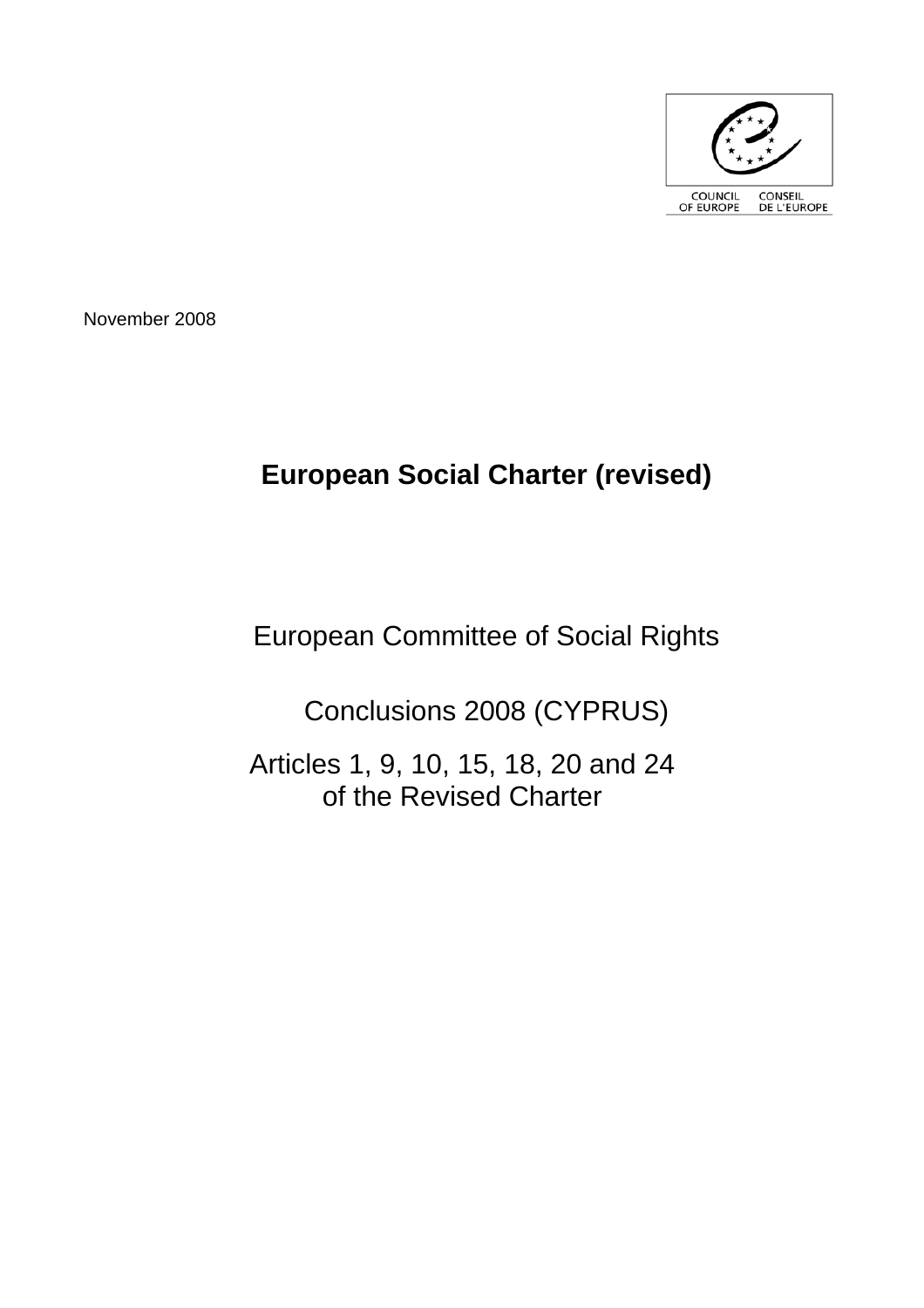COUNCIL OF EUROPE CONSEIL DE L'EUROPE

November 2008

# European Social Charter (revised)

European Committee of Social Rights

Conclusions 2008 (CYPRUS)

Articles 1, 9, 10, 15, 18, 20 and 24 of the Revised Charter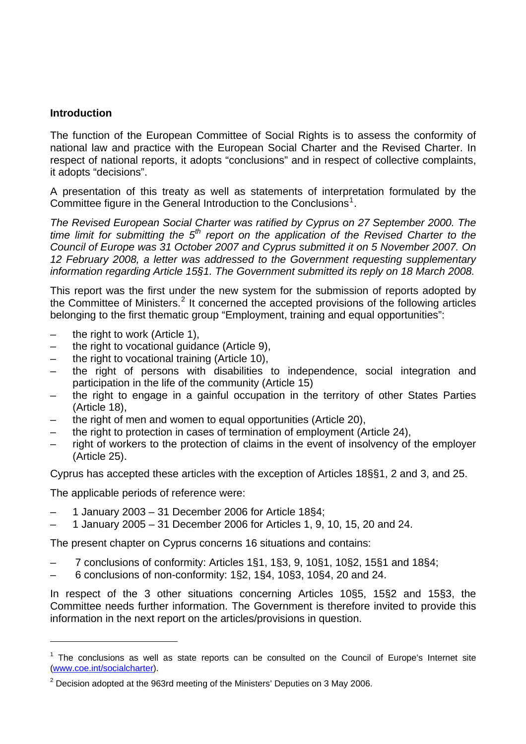**Introduction**

The function of the European Committee of Social Rights is to assess the conformity of national law and practice with the European Social Charter and the Revised Charter. In respect of national reports, it adopts "conclusions" and in respect of collective complaints, it adopts "decisions".

A presentation of this treaty as well as statements of interpretation formulated by the Committee figure in the General Introduction to the Conclusions[1].

*The Revised European Social Charter was ratified by Cyprus on 27 September 2000. The time limit for submitting the 5th report on the application of the Revised Charter to the Council of Europe was 31 October 2007 and Cyprus submitted it on 5 November 2007. On 12 February 2008, a letter was addressed to the Government requesting supplementary information regarding Article 15§1. The Government submitted its reply on 18 March 2008.*

This report was the first under the new system for the submission of reports adopted by the Committee of Ministers.[2] It concerned the accepted provisions of the following articles belonging to the first thematic group "Employment, training and equal opportunities":

- the right to work (Article 1),
- the right to vocational guidance (Article 9),
- the right to vocational training (Article 10),
- the right of persons with disabilities to independence, social integration and participation in the life of the community (Article 15)
- the right to engage in a gainful occupation in the territory of other States Parties (Article 18),
- the right of men and women to equal opportunities (Article 20),
- the right to protection in cases of termination of employment (Article 24),
- right of workers to the protection of claims in the event of insolvency of the employer (Article 25).

Cyprus has accepted these articles with the exception of Articles 18§§1, 2 and 3, and 25.

The applicable periods of reference were:

- 1 January 2003 – 31 December 2006 for Article 18§4;
- 1 January 2005 – 31 December 2006 for Articles 1, 9, 10, 15, 20 and 24.

The present chapter on Cyprus concerns 16 situations and contains:

- 7 conclusions of conformity: Articles 1§1, 1§3, 9, 10§1, 10§2, 15§1 and 18§4;
- 6 conclusions of non-conformity: 1§2, 1§4, 10§3, 10§4, 20 and 24.

In respect of the 3 other situations concerning Articles 10§5, 15§2 and 15§3, the Committee needs further information. The Government is therefore invited to provide this information in the next report on the articles/provisions in question.

---

[1] The conclusions as well as state reports can be consulted on the Council of Europe's Internet site (www.coe.int/socialcharter).

[2] Decision adopted at the 963rd meeting of the Ministers' Deputies on 3 May 2006.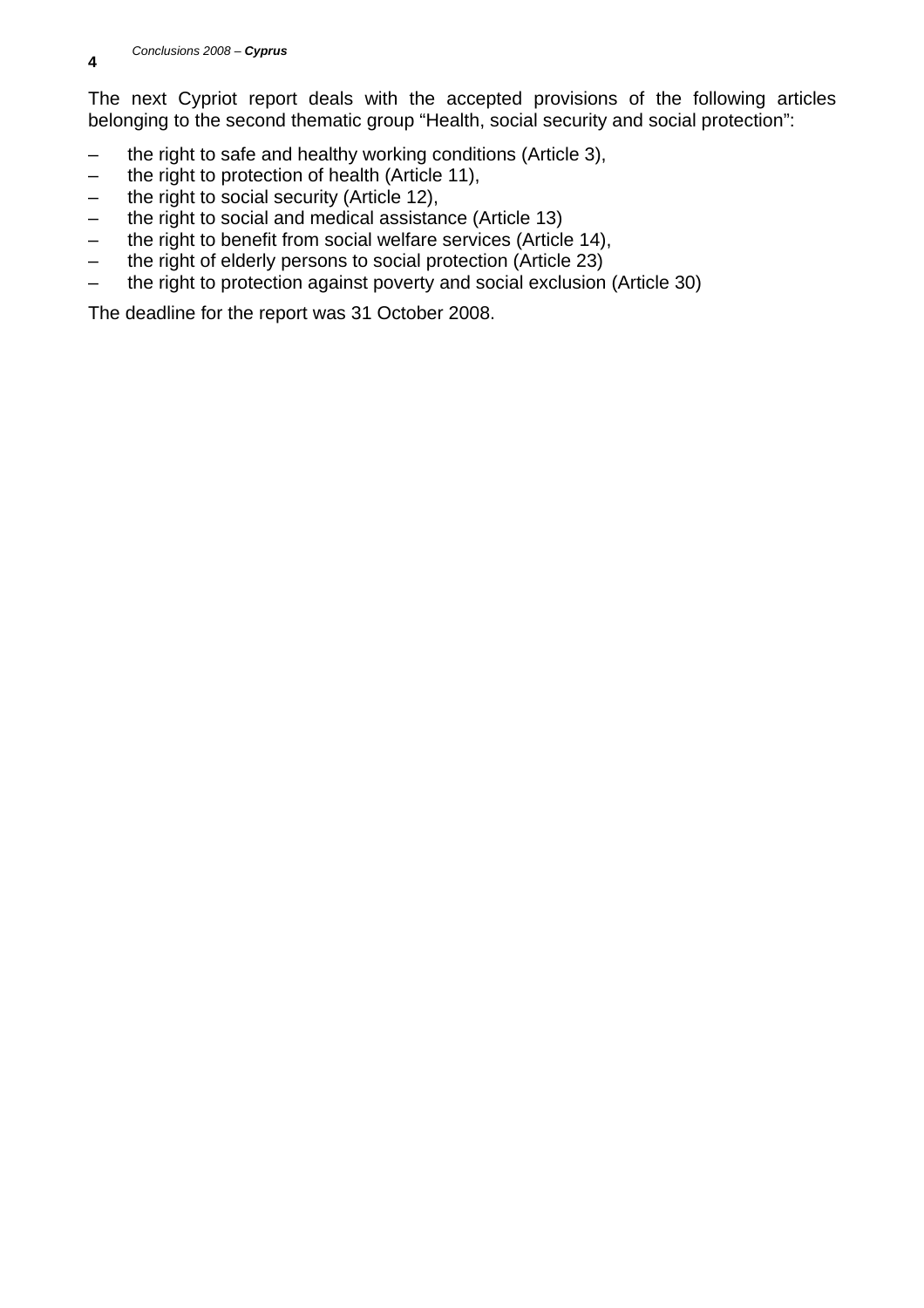The next Cypriot report deals with the accepted provisions of the following articles belonging to the second thematic group "Health, social security and social protection":

- the right to safe and healthy working conditions (Article 3),
- the right to protection of health (Article 11),
- the right to social security (Article 12),
- the right to social and medical assistance (Article 13)
- the right to benefit from social welfare services (Article 14),
- the right of elderly persons to social protection (Article 23)
- the right to protection against poverty and social exclusion (Article 30)

The deadline for the report was 31 October 2008.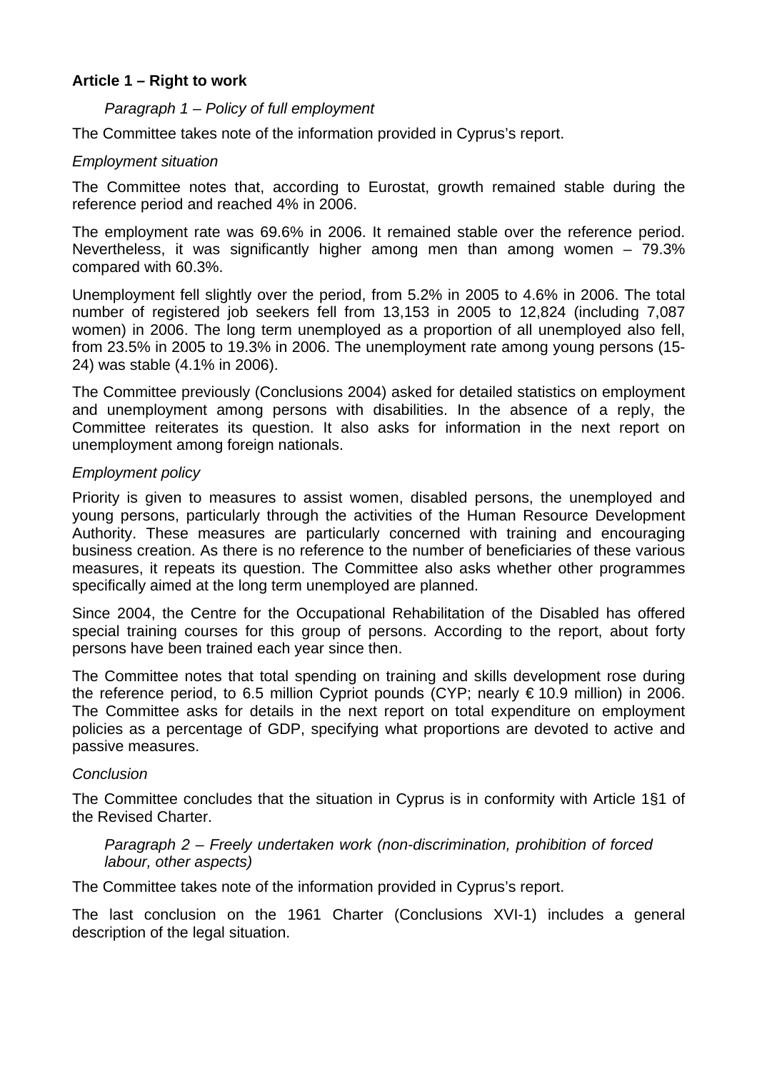### Article 1 – Right to work

#### *Paragraph 1 – Policy of full employment*

The Committee takes note of the information provided in Cyprus's report.

*Employment situation*

The Committee notes that, according to Eurostat, growth remained stable during the reference period and reached 4% in 2006.

The employment rate was 69.6% in 2006. It remained stable over the reference period. Nevertheless, it was significantly higher among men than among women – 79.3% compared with 60.3%.

Unemployment fell slightly over the period, from 5.2% in 2005 to 4.6% in 2006. The total number of registered job seekers fell from 13,153 in 2005 to 12,824 (including 7,087 women) in 2006. The long term unemployed as a proportion of all unemployed also fell, from 23.5% in 2005 to 19.3% in 2006. The unemployment rate among young persons (15-24) was stable (4.1% in 2006).

The Committee previously (Conclusions 2004) asked for detailed statistics on employment and unemployment among persons with disabilities. In the absence of a reply, the Committee reiterates its question. It also asks for information in the next report on unemployment among foreign nationals.

*Employment policy*

Priority is given to measures to assist women, disabled persons, the unemployed and young persons, particularly through the activities of the Human Resource Development Authority. These measures are particularly concerned with training and encouraging business creation. As there is no reference to the number of beneficiaries of these various measures, it repeats its question. The Committee also asks whether other programmes specifically aimed at the long term unemployed are planned.

Since 2004, the Centre for the Occupational Rehabilitation of the Disabled has offered special training courses for this group of persons. According to the report, about forty persons have been trained each year since then.

The Committee notes that total spending on training and skills development rose during the reference period, to 6.5 million Cypriot pounds (CYP; nearly € 10.9 million) in 2006. The Committee asks for details in the next report on total expenditure on employment policies as a percentage of GDP, specifying what proportions are devoted to active and passive measures.

*Conclusion*

The Committee concludes that the situation in Cyprus is in conformity with Article 1§1 of the Revised Charter.

#### *Paragraph 2 – Freely undertaken work (non-discrimination, prohibition of forced labour, other aspects)*

The Committee takes note of the information provided in Cyprus's report.

The last conclusion on the 1961 Charter (Conclusions XVI-1) includes a general description of the legal situation.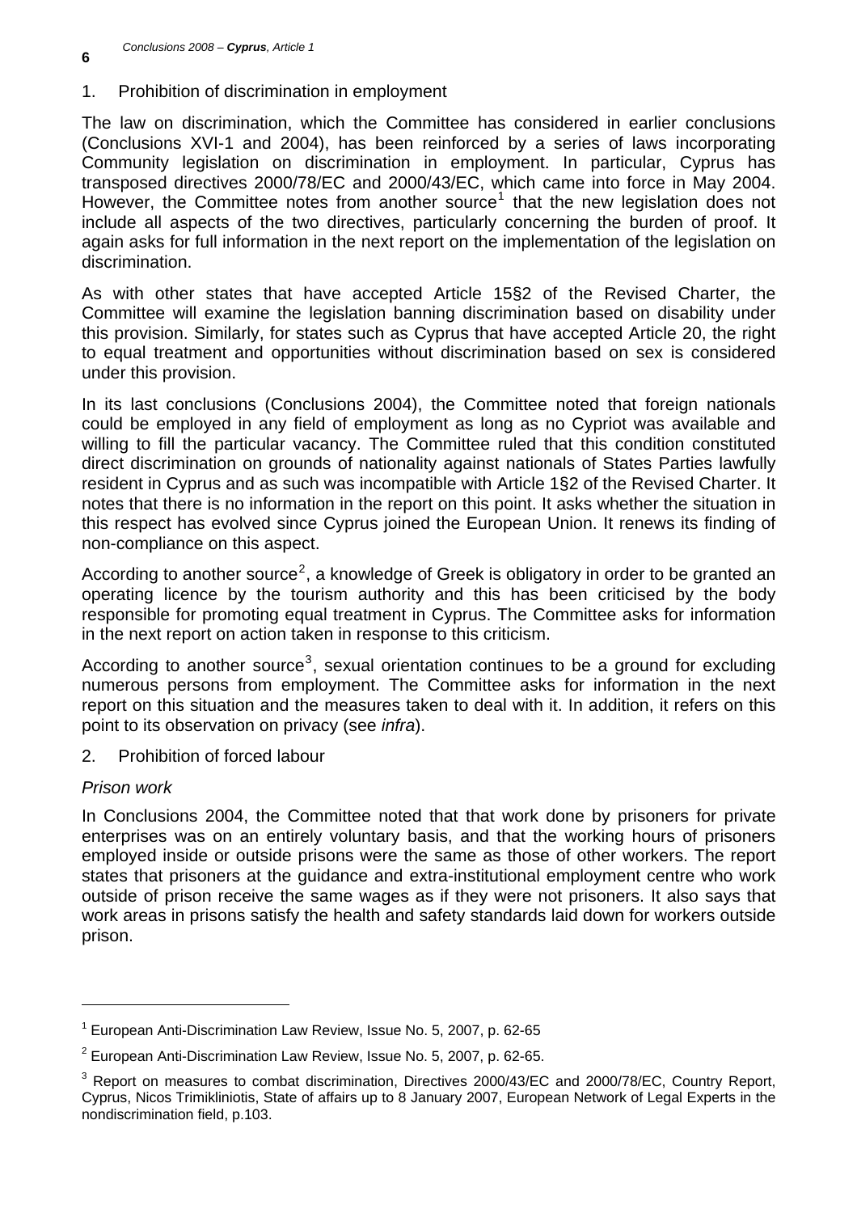## 1. Prohibition of discrimination in employment

The law on discrimination, which the Committee has considered in earlier conclusions (Conclusions XVI-1 and 2004), has been reinforced by a series of laws incorporating Community legislation on discrimination in employment. In particular, Cyprus has transposed directives 2000/78/EC and 2000/43/EC, which came into force in May 2004. However, the Committee notes from another source[1] that the new legislation does not include all aspects of the two directives, particularly concerning the burden of proof. It again asks for full information in the next report on the implementation of the legislation on discrimination.

As with other states that have accepted Article 15§2 of the Revised Charter, the Committee will examine the legislation banning discrimination based on disability under this provision. Similarly, for states such as Cyprus that have accepted Article 20, the right to equal treatment and opportunities without discrimination based on sex is considered under this provision.

In its last conclusions (Conclusions 2004), the Committee noted that foreign nationals could be employed in any field of employment as long as no Cypriot was available and willing to fill the particular vacancy. The Committee ruled that this condition constituted direct discrimination on grounds of nationality against nationals of States Parties lawfully resident in Cyprus and as such was incompatible with Article 1§2 of the Revised Charter. It notes that there is no information in the report on this point. It asks whether the situation in this respect has evolved since Cyprus joined the European Union. It renews its finding of non-compliance on this aspect.

According to another source[2], a knowledge of Greek is obligatory in order to be granted an operating licence by the tourism authority and this has been criticised by the body responsible for promoting equal treatment in Cyprus. The Committee asks for information in the next report on action taken in response to this criticism.

According to another source[3], sexual orientation continues to be a ground for excluding numerous persons from employment. The Committee asks for information in the next report on this situation and the measures taken to deal with it. In addition, it refers on this point to its observation on privacy (see *infra*).

## 2. Prohibition of forced labour

*Prison work*

In Conclusions 2004, the Committee noted that that work done by prisoners for private enterprises was on an entirely voluntary basis, and that the working hours of prisoners employed inside or outside prisons were the same as those of other workers. The report states that prisoners at the guidance and extra-institutional employment centre who work outside of prison receive the same wages as if they were not prisoners. It also says that work areas in prisons satisfy the health and safety standards laid down for workers outside prison.

---

[1] European Anti-Discrimination Law Review, Issue No. 5, 2007, p. 62-65

[2] European Anti-Discrimination Law Review, Issue No. 5, 2007, p. 62-65.

[3] Report on measures to combat discrimination, Directives 2000/43/EC and 2000/78/EC, Country Report, Cyprus, Nicos Trimikliniotis, State of affairs up to 8 January 2007, European Network of Legal Experts in the nondiscrimination field, p.103.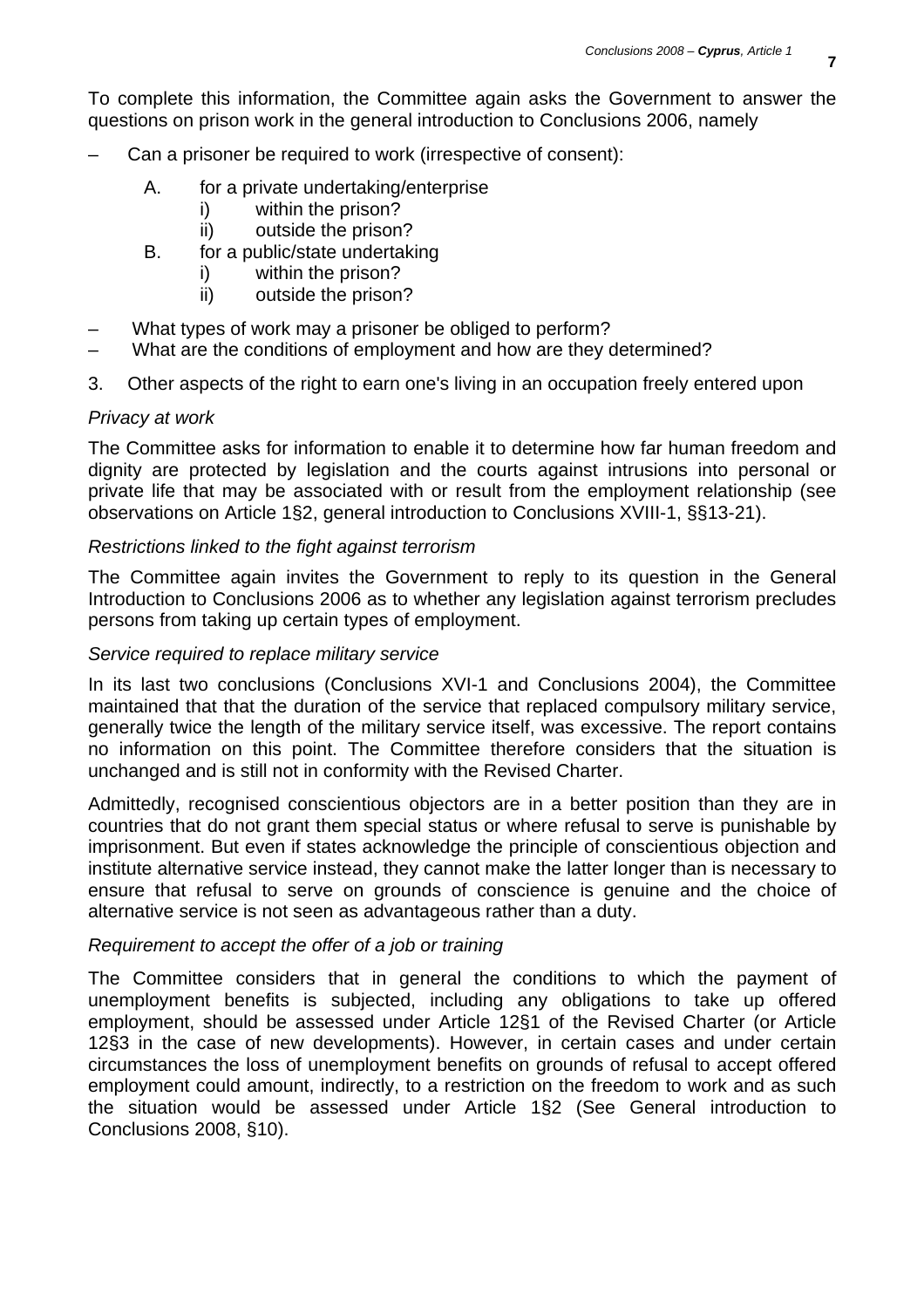To complete this information, the Committee again asks the Government to answer the questions on prison work in the general introduction to Conclusions 2006, namely

– Can a prisoner be required to work (irrespective of consent):
  - A. for a private undertaking/enterprise
    - i) within the prison?
    - ii) outside the prison?
  - B. for a public/state undertaking
    - i) within the prison?
    - ii) outside the prison?

– What types of work may a prisoner be obliged to perform?

– What are the conditions of employment and how are they determined?

3. Other aspects of the right to earn one's living in an occupation freely entered upon

*Privacy at work*

The Committee asks for information to enable it to determine how far human freedom and dignity are protected by legislation and the courts against intrusions into personal or private life that may be associated with or result from the employment relationship (see observations on Article 1§2, general introduction to Conclusions XVIII-1, §§13-21).

*Restrictions linked to the fight against terrorism*

The Committee again invites the Government to reply to its question in the General Introduction to Conclusions 2006 as to whether any legislation against terrorism precludes persons from taking up certain types of employment.

*Service required to replace military service*

In its last two conclusions (Conclusions XVI-1 and Conclusions 2004), the Committee maintained that that the duration of the service that replaced compulsory military service, generally twice the length of the military service itself, was excessive. The report contains no information on this point. The Committee therefore considers that the situation is unchanged and is still not in conformity with the Revised Charter.

Admittedly, recognised conscientious objectors are in a better position than they are in countries that do not grant them special status or where refusal to serve is punishable by imprisonment. But even if states acknowledge the principle of conscientious objection and institute alternative service instead, they cannot make the latter longer than is necessary to ensure that refusal to serve on grounds of conscience is genuine and the choice of alternative service is not seen as advantageous rather than a duty.

*Requirement to accept the offer of a job or training*

The Committee considers that in general the conditions to which the payment of unemployment benefits is subjected, including any obligations to take up offered employment, should be assessed under Article 12§1 of the Revised Charter (or Article 12§3 in the case of new developments). However, in certain cases and under certain circumstances the loss of unemployment benefits on grounds of refusal to accept offered employment could amount, indirectly, to a restriction on the freedom to work and as such the situation would be assessed under Article 1§2 (See General introduction to Conclusions 2008, §10).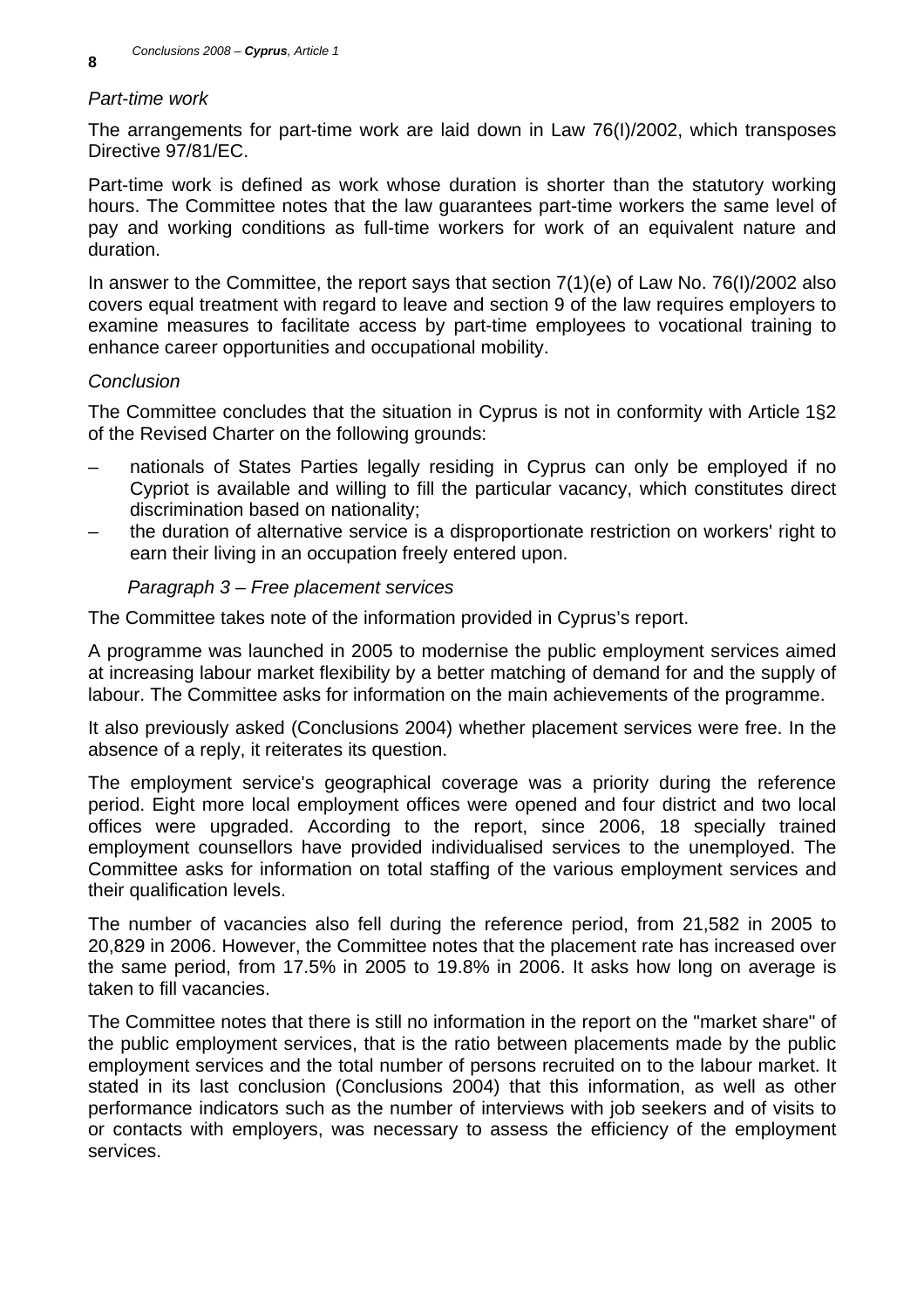*Part-time work*

The arrangements for part-time work are laid down in Law 76(I)/2002, which transposes Directive 97/81/EC.

Part-time work is defined as work whose duration is shorter than the statutory working hours. The Committee notes that the law guarantees part-time workers the same level of pay and working conditions as full-time workers for work of an equivalent nature and duration.

In answer to the Committee, the report says that section 7(1)(e) of Law No. 76(I)/2002 also covers equal treatment with regard to leave and section 9 of the law requires employers to examine measures to facilitate access by part-time employees to vocational training to enhance career opportunities and occupational mobility.

*Conclusion*

The Committee concludes that the situation in Cyprus is not in conformity with Article 1§2 of the Revised Charter on the following grounds:

– nationals of States Parties legally residing in Cyprus can only be employed if no Cypriot is available and willing to fill the particular vacancy, which constitutes direct discrimination based on nationality;
– the duration of alternative service is a disproportionate restriction on workers' right to earn their living in an occupation freely entered upon.

### *Paragraph 3 – Free placement services*

The Committee takes note of the information provided in Cyprus's report.

A programme was launched in 2005 to modernise the public employment services aimed at increasing labour market flexibility by a better matching of demand for and the supply of labour. The Committee asks for information on the main achievements of the programme.

It also previously asked (Conclusions 2004) whether placement services were free. In the absence of a reply, it reiterates its question.

The employment service's geographical coverage was a priority during the reference period. Eight more local employment offices were opened and four district and two local offices were upgraded. According to the report, since 2006, 18 specially trained employment counsellors have provided individualised services to the unemployed. The Committee asks for information on total staffing of the various employment services and their qualification levels.

The number of vacancies also fell during the reference period, from 21,582 in 2005 to 20,829 in 2006. However, the Committee notes that the placement rate has increased over the same period, from 17.5% in 2005 to 19.8% in 2006. It asks how long on average is taken to fill vacancies.

The Committee notes that there is still no information in the report on the "market share" of the public employment services, that is the ratio between placements made by the public employment services and the total number of persons recruited on to the labour market. It stated in its last conclusion (Conclusions 2004) that this information, as well as other performance indicators such as the number of interviews with job seekers and of visits to or contacts with employers, was necessary to assess the efficiency of the employment services.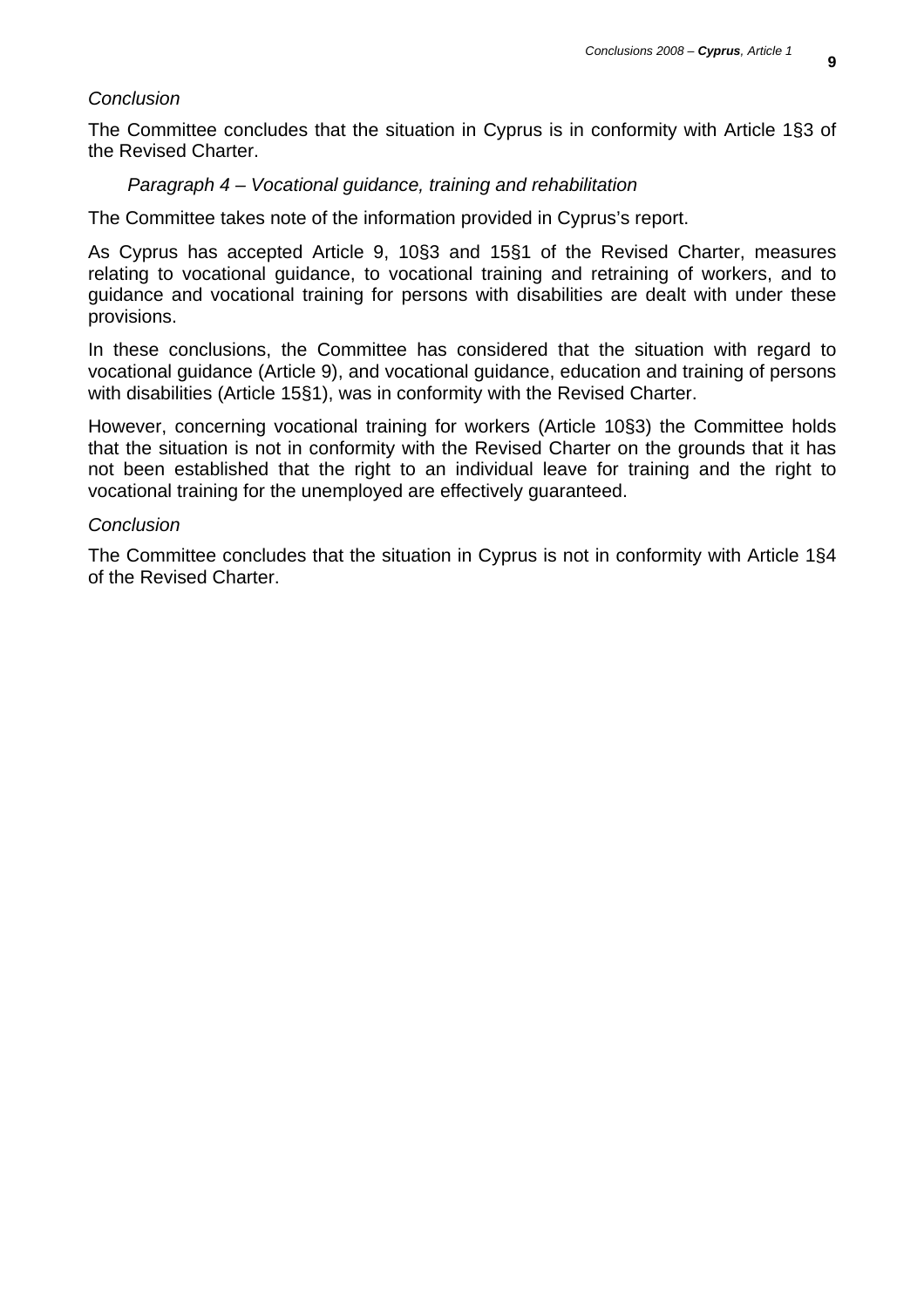*Conclusion*

The Committee concludes that the situation in Cyprus is in conformity with Article 1§3 of the Revised Charter.

*Paragraph 4 – Vocational guidance, training and rehabilitation*

The Committee takes note of the information provided in Cyprus's report.

As Cyprus has accepted Article 9, 10§3 and 15§1 of the Revised Charter, measures relating to vocational guidance, to vocational training and retraining of workers, and to guidance and vocational training for persons with disabilities are dealt with under these provisions.

In these conclusions, the Committee has considered that the situation with regard to vocational guidance (Article 9), and vocational guidance, education and training of persons with disabilities (Article 15§1), was in conformity with the Revised Charter.

However, concerning vocational training for workers (Article 10§3) the Committee holds that the situation is not in conformity with the Revised Charter on the grounds that it has not been established that the right to an individual leave for training and the right to vocational training for the unemployed are effectively guaranteed.

*Conclusion*

The Committee concludes that the situation in Cyprus is not in conformity with Article 1§4 of the Revised Charter.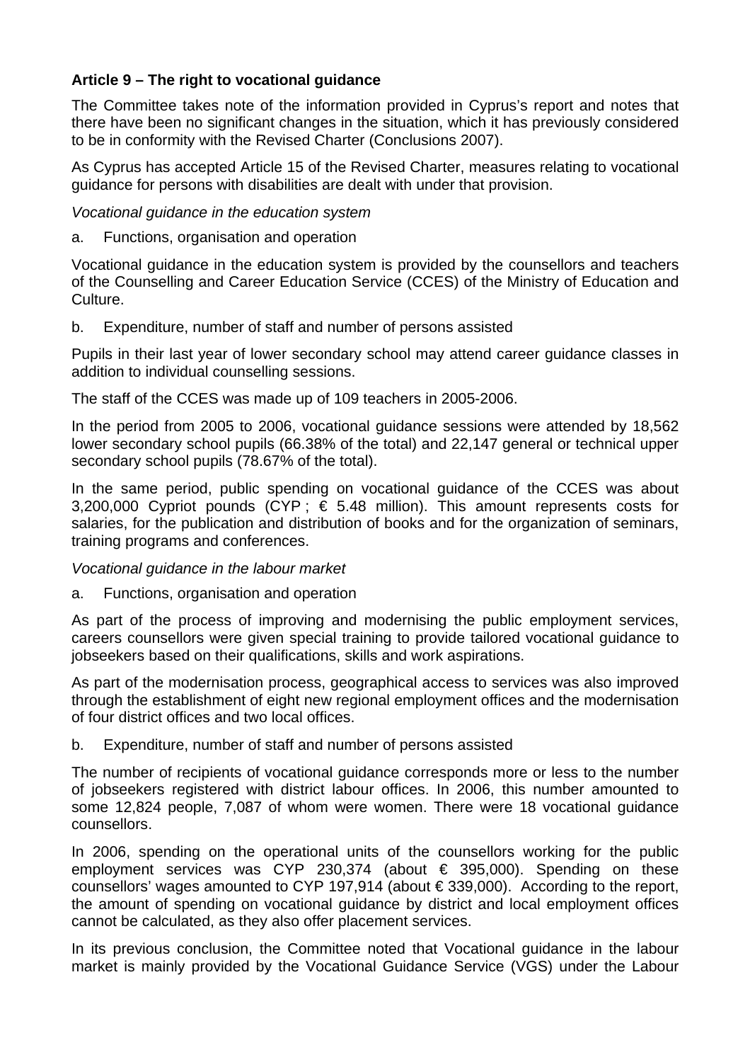**Article 9 – The right to vocational guidance**

The Committee takes note of the information provided in Cyprus's report and notes that there have been no significant changes in the situation, which it has previously considered to be in conformity with the Revised Charter (Conclusions 2007).

As Cyprus has accepted Article 15 of the Revised Charter, measures relating to vocational guidance for persons with disabilities are dealt with under that provision.

*Vocational guidance in the education system*

a. Functions, organisation and operation

Vocational guidance in the education system is provided by the counsellors and teachers of the Counselling and Career Education Service (CCES) of the Ministry of Education and Culture.

b. Expenditure, number of staff and number of persons assisted

Pupils in their last year of lower secondary school may attend career guidance classes in addition to individual counselling sessions.

The staff of the CCES was made up of 109 teachers in 2005-2006.

In the period from 2005 to 2006, vocational guidance sessions were attended by 18,562 lower secondary school pupils (66.38% of the total) and 22,147 general or technical upper secondary school pupils (78.67% of the total).

In the same period, public spending on vocational guidance of the CCES was about 3,200,000 Cypriot pounds (CYP ; € 5.48 million). This amount represents costs for salaries, for the publication and distribution of books and for the organization of seminars, training programs and conferences.

*Vocational guidance in the labour market*

a. Functions, organisation and operation

As part of the process of improving and modernising the public employment services, careers counsellors were given special training to provide tailored vocational guidance to jobseekers based on their qualifications, skills and work aspirations.

As part of the modernisation process, geographical access to services was also improved through the establishment of eight new regional employment offices and the modernisation of four district offices and two local offices.

b. Expenditure, number of staff and number of persons assisted

The number of recipients of vocational guidance corresponds more or less to the number of jobseekers registered with district labour offices. In 2006, this number amounted to some 12,824 people, 7,087 of whom were women. There were 18 vocational guidance counsellors.

In 2006, spending on the operational units of the counsellors working for the public employment services was CYP 230,374 (about € 395,000). Spending on these counsellors' wages amounted to CYP 197,914 (about € 339,000). According to the report, the amount of spending on vocational guidance by district and local employment offices cannot be calculated, as they also offer placement services.

In its previous conclusion, the Committee noted that Vocational guidance in the labour market is mainly provided by the Vocational Guidance Service (VGS) under the Labour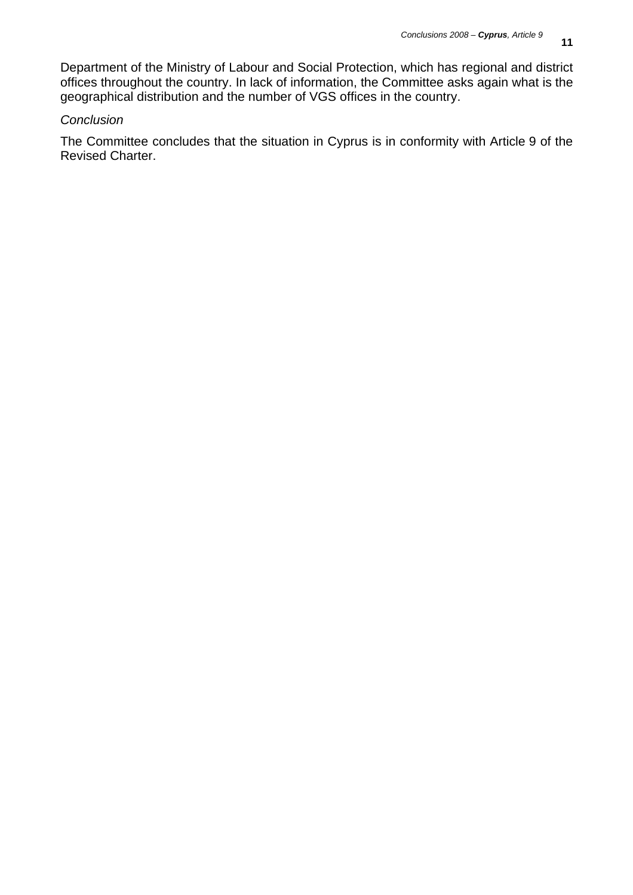Department of the Ministry of Labour and Social Protection, which has regional and district offices throughout the country. In lack of information, the Committee asks again what is the geographical distribution and the number of VGS offices in the country.

*Conclusion*

The Committee concludes that the situation in Cyprus is in conformity with Article 9 of the Revised Charter.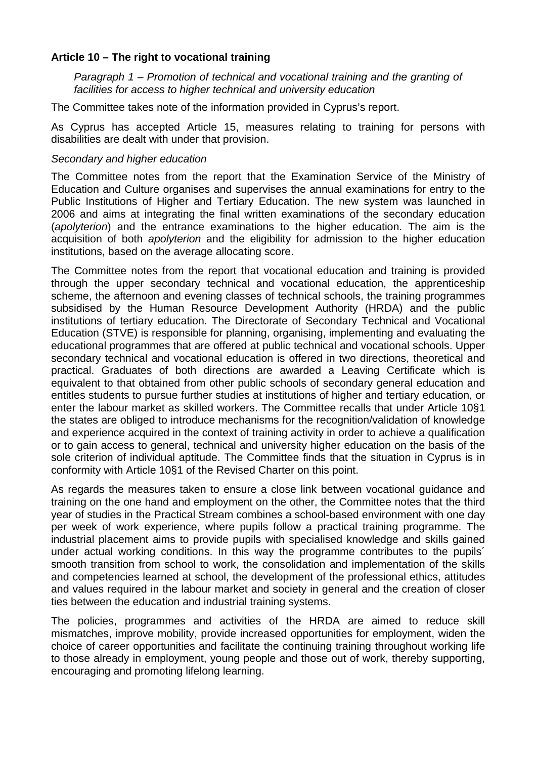**Article 10 – The right to vocational training**

*Paragraph 1 – Promotion of technical and vocational training and the granting of facilities for access to higher technical and university education*

The Committee takes note of the information provided in Cyprus's report.

As Cyprus has accepted Article 15, measures relating to training for persons with disabilities are dealt with under that provision.

*Secondary and higher education*

The Committee notes from the report that the Examination Service of the Ministry of Education and Culture organises and supervises the annual examinations for entry to the Public Institutions of Higher and Tertiary Education. The new system was launched in 2006 and aims at integrating the final written examinations of the secondary education (*apolyterion*) and the entrance examinations to the higher education. The aim is the acquisition of both *apolyterion* and the eligibility for admission to the higher education institutions, based on the average allocating score.

The Committee notes from the report that vocational education and training is provided through the upper secondary technical and vocational education, the apprenticeship scheme, the afternoon and evening classes of technical schools, the training programmes subsidised by the Human Resource Development Authority (HRDA) and the public institutions of tertiary education. The Directorate of Secondary Technical and Vocational Education (STVE) is responsible for planning, organising, implementing and evaluating the educational programmes that are offered at public technical and vocational schools. Upper secondary technical and vocational education is offered in two directions, theoretical and practical. Graduates of both directions are awarded a Leaving Certificate which is equivalent to that obtained from other public schools of secondary general education and entitles students to pursue further studies at institutions of higher and tertiary education, or enter the labour market as skilled workers. The Committee recalls that under Article 10§1 the states are obliged to introduce mechanisms for the recognition/validation of knowledge and experience acquired in the context of training activity in order to achieve a qualification or to gain access to general, technical and university higher education on the basis of the sole criterion of individual aptitude. The Committee finds that the situation in Cyprus is in conformity with Article 10§1 of the Revised Charter on this point.

As regards the measures taken to ensure a close link between vocational guidance and training on the one hand and employment on the other, the Committee notes that the third year of studies in the Practical Stream combines a school-based environment with one day per week of work experience, where pupils follow a practical training programme. The industrial placement aims to provide pupils with specialised knowledge and skills gained under actual working conditions. In this way the programme contributes to the pupils´ smooth transition from school to work, the consolidation and implementation of the skills and competencies learned at school, the development of the professional ethics, attitudes and values required in the labour market and society in general and the creation of closer ties between the education and industrial training systems.

The policies, programmes and activities of the HRDA are aimed to reduce skill mismatches, improve mobility, provide increased opportunities for employment, widen the choice of career opportunities and facilitate the continuing training throughout working life to those already in employment, young people and those out of work, thereby supporting, encouraging and promoting lifelong learning.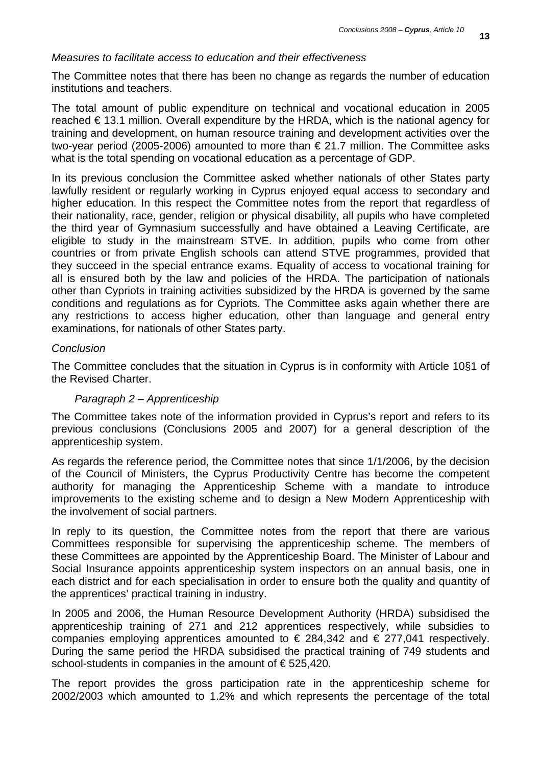*Measures to facilitate access to education and their effectiveness*

The Committee notes that there has been no change as regards the number of education institutions and teachers.

The total amount of public expenditure on technical and vocational education in 2005 reached € 13.1 million. Overall expenditure by the HRDA, which is the national agency for training and development, on human resource training and development activities over the two-year period (2005-2006) amounted to more than € 21.7 million. The Committee asks what is the total spending on vocational education as a percentage of GDP.

In its previous conclusion the Committee asked whether nationals of other States party lawfully resident or regularly working in Cyprus enjoyed equal access to secondary and higher education. In this respect the Committee notes from the report that regardless of their nationality, race, gender, religion or physical disability, all pupils who have completed the third year of Gymnasium successfully and have obtained a Leaving Certificate, are eligible to study in the mainstream STVE. In addition, pupils who come from other countries or from private English schools can attend STVE programmes, provided that they succeed in the special entrance exams. Equality of access to vocational training for all is ensured both by the law and policies of the HRDA. The participation of nationals other than Cypriots in training activities subsidized by the HRDA is governed by the same conditions and regulations as for Cypriots. The Committee asks again whether there are any restrictions to access higher education, other than language and general entry examinations, for nationals of other States party.

*Conclusion*

The Committee concludes that the situation in Cyprus is in conformity with Article 10§1 of the Revised Charter.

*Paragraph 2 – Apprenticeship*

The Committee takes note of the information provided in Cyprus's report and refers to its previous conclusions (Conclusions 2005 and 2007) for a general description of the apprenticeship system.

As regards the reference period, the Committee notes that since 1/1/2006, by the decision of the Council of Ministers, the Cyprus Productivity Centre has become the competent authority for managing the Apprenticeship Scheme with a mandate to introduce improvements to the existing scheme and to design a New Modern Apprenticeship with the involvement of social partners.

In reply to its question, the Committee notes from the report that there are various Committees responsible for supervising the apprenticeship scheme. The members of these Committees are appointed by the Apprenticeship Board. The Minister of Labour and Social Insurance appoints apprenticeship system inspectors on an annual basis, one in each district and for each specialisation in order to ensure both the quality and quantity of the apprentices' practical training in industry.

In 2005 and 2006, the Human Resource Development Authority (HRDA) subsidised the apprenticeship training of 271 and 212 apprentices respectively, while subsidies to companies employing apprentices amounted to € 284,342 and € 277,041 respectively. During the same period the HRDA subsidised the practical training of 749 students and school-students in companies in the amount of € 525,420.

The report provides the gross participation rate in the apprenticeship scheme for 2002/2003 which amounted to 1.2% and which represents the percentage of the total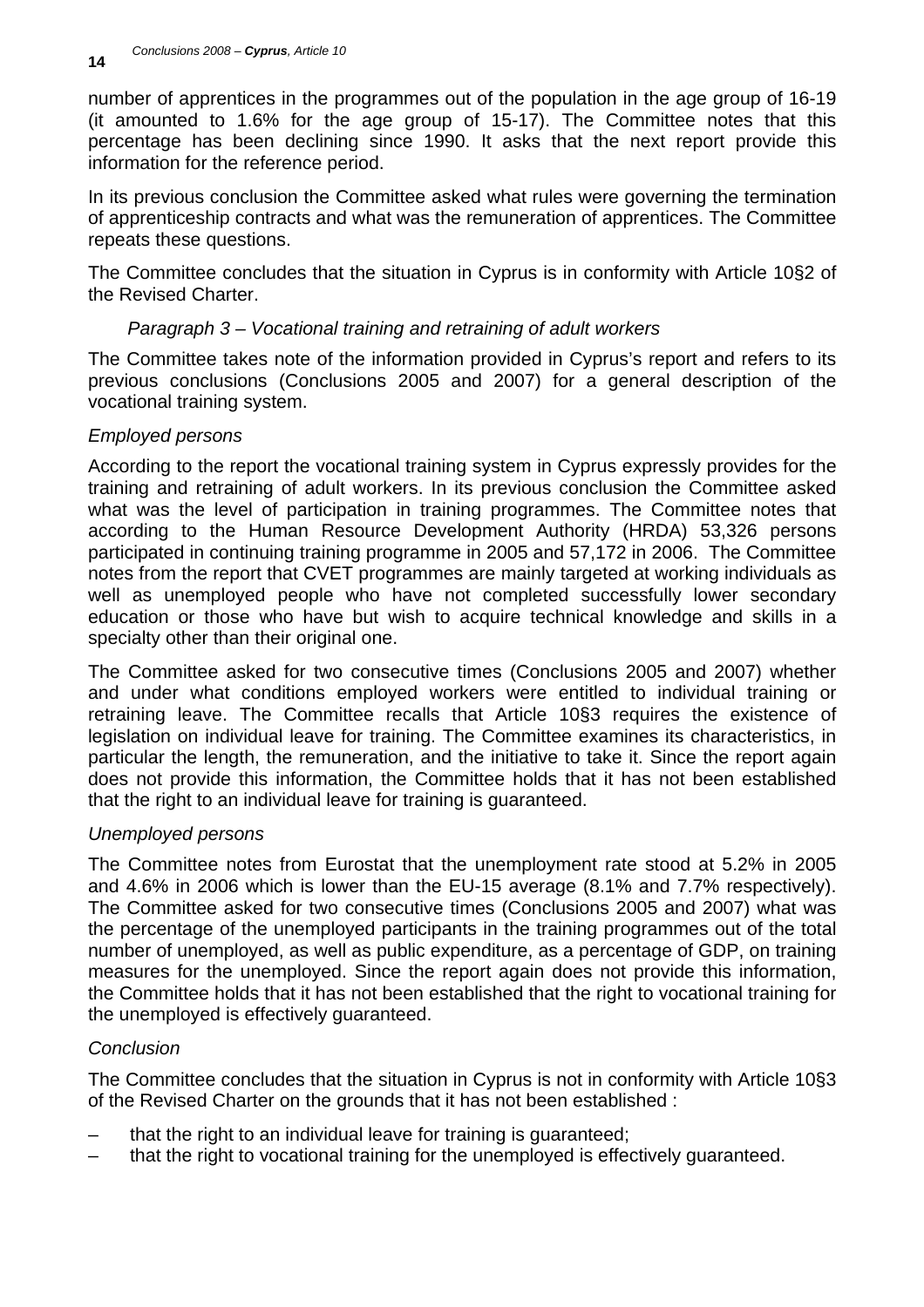number of apprentices in the programmes out of the population in the age group of 16-19 (it amounted to 1.6% for the age group of 15-17). The Committee notes that this percentage has been declining since 1990. It asks that the next report provide this information for the reference period.

In its previous conclusion the Committee asked what rules were governing the termination of apprenticeship contracts and what was the remuneration of apprentices. The Committee repeats these questions.

The Committee concludes that the situation in Cyprus is in conformity with Article 10§2 of the Revised Charter.

### *Paragraph 3 – Vocational training and retraining of adult workers*

The Committee takes note of the information provided in Cyprus's report and refers to its previous conclusions (Conclusions 2005 and 2007) for a general description of the vocational training system.

*Employed persons*

According to the report the vocational training system in Cyprus expressly provides for the training and retraining of adult workers. In its previous conclusion the Committee asked what was the level of participation in training programmes. The Committee notes that according to the Human Resource Development Authority (HRDA) 53,326 persons participated in continuing training programme in 2005 and 57,172 in 2006. The Committee notes from the report that CVET programmes are mainly targeted at working individuals as well as unemployed people who have not completed successfully lower secondary education or those who have but wish to acquire technical knowledge and skills in a specialty other than their original one.

The Committee asked for two consecutive times (Conclusions 2005 and 2007) whether and under what conditions employed workers were entitled to individual training or retraining leave. The Committee recalls that Article 10§3 requires the existence of legislation on individual leave for training. The Committee examines its characteristics, in particular the length, the remuneration, and the initiative to take it. Since the report again does not provide this information, the Committee holds that it has not been established that the right to an individual leave for training is guaranteed.

*Unemployed persons*

The Committee notes from Eurostat that the unemployment rate stood at 5.2% in 2005 and 4.6% in 2006 which is lower than the EU-15 average (8.1% and 7.7% respectively). The Committee asked for two consecutive times (Conclusions 2005 and 2007) what was the percentage of the unemployed participants in the training programmes out of the total number of unemployed, as well as public expenditure, as a percentage of GDP, on training measures for the unemployed. Since the report again does not provide this information, the Committee holds that it has not been established that the right to vocational training for the unemployed is effectively guaranteed.

*Conclusion*

The Committee concludes that the situation in Cyprus is not in conformity with Article 10§3 of the Revised Charter on the grounds that it has not been established :

– that the right to an individual leave for training is guaranteed;
– that the right to vocational training for the unemployed is effectively guaranteed.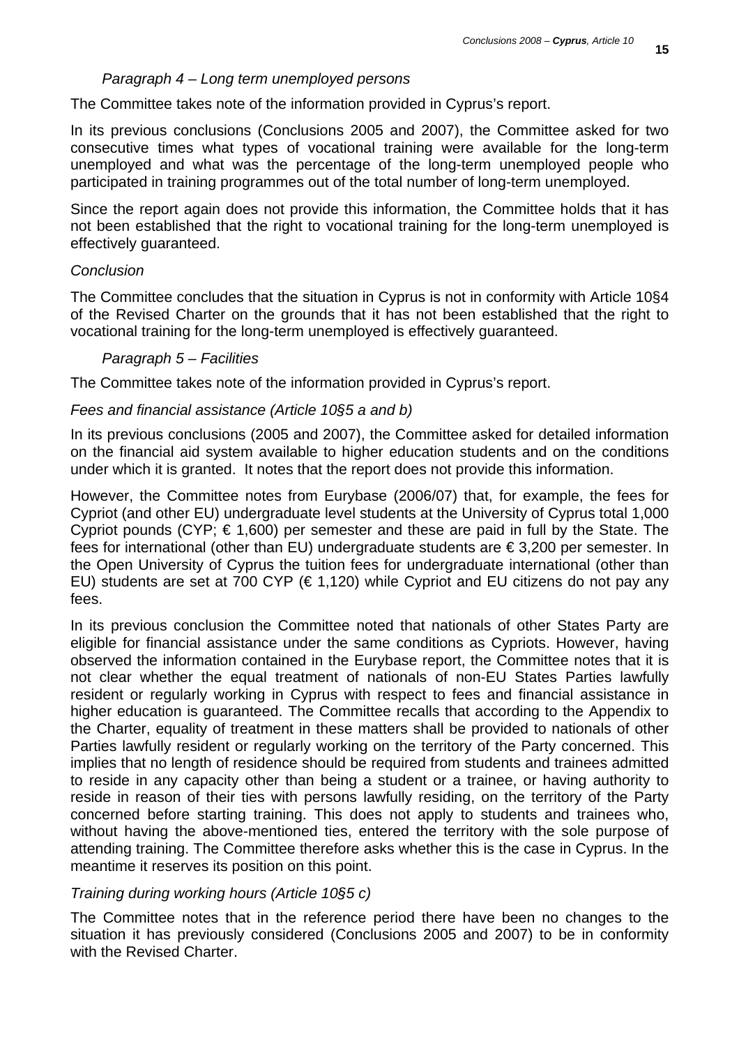### *Paragraph 4 – Long term unemployed persons*

The Committee takes note of the information provided in Cyprus's report.

In its previous conclusions (Conclusions 2005 and 2007), the Committee asked for two consecutive times what types of vocational training were available for the long-term unemployed and what was the percentage of the long-term unemployed people who participated in training programmes out of the total number of long-term unemployed.

Since the report again does not provide this information, the Committee holds that it has not been established that the right to vocational training for the long-term unemployed is effectively guaranteed.

*Conclusion*

The Committee concludes that the situation in Cyprus is not in conformity with Article 10§4 of the Revised Charter on the grounds that it has not been established that the right to vocational training for the long-term unemployed is effectively guaranteed.

### *Paragraph 5 – Facilities*

The Committee takes note of the information provided in Cyprus's report.

*Fees and financial assistance (Article 10§5 a and b)*

In its previous conclusions (2005 and 2007), the Committee asked for detailed information on the financial aid system available to higher education students and on the conditions under which it is granted. It notes that the report does not provide this information.

However, the Committee notes from Eurybase (2006/07) that, for example, the fees for Cypriot (and other EU) undergraduate level students at the University of Cyprus total 1,000 Cypriot pounds (CYP; € 1,600) per semester and these are paid in full by the State. The fees for international (other than EU) undergraduate students are € 3,200 per semester. In the Open University of Cyprus the tuition fees for undergraduate international (other than EU) students are set at 700 CYP (€ 1,120) while Cypriot and EU citizens do not pay any fees.

In its previous conclusion the Committee noted that nationals of other States Party are eligible for financial assistance under the same conditions as Cypriots. However, having observed the information contained in the Eurybase report, the Committee notes that it is not clear whether the equal treatment of nationals of non-EU States Parties lawfully resident or regularly working in Cyprus with respect to fees and financial assistance in higher education is guaranteed. The Committee recalls that according to the Appendix to the Charter, equality of treatment in these matters shall be provided to nationals of other Parties lawfully resident or regularly working on the territory of the Party concerned. This implies that no length of residence should be required from students and trainees admitted to reside in any capacity other than being a student or a trainee, or having authority to reside in reason of their ties with persons lawfully residing, on the territory of the Party concerned before starting training. This does not apply to students and trainees who, without having the above-mentioned ties, entered the territory with the sole purpose of attending training. The Committee therefore asks whether this is the case in Cyprus. In the meantime it reserves its position on this point.

*Training during working hours (Article 10§5 c)*

The Committee notes that in the reference period there have been no changes to the situation it has previously considered (Conclusions 2005 and 2007) to be in conformity with the Revised Charter.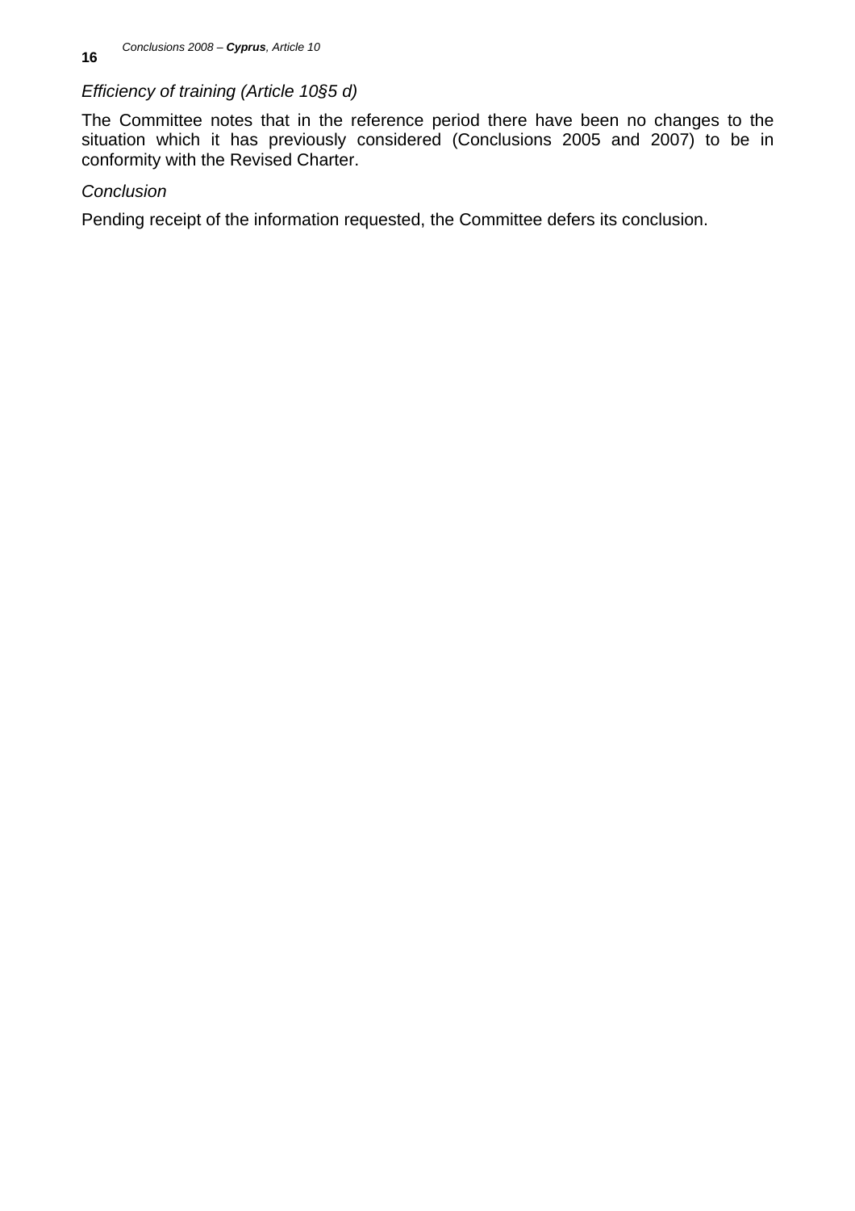*Efficiency of training (Article 10§5 d)*

The Committee notes that in the reference period there have been no changes to the situation which it has previously considered (Conclusions 2005 and 2007) to be in conformity with the Revised Charter.

*Conclusion*

Pending receipt of the information requested, the Committee defers its conclusion.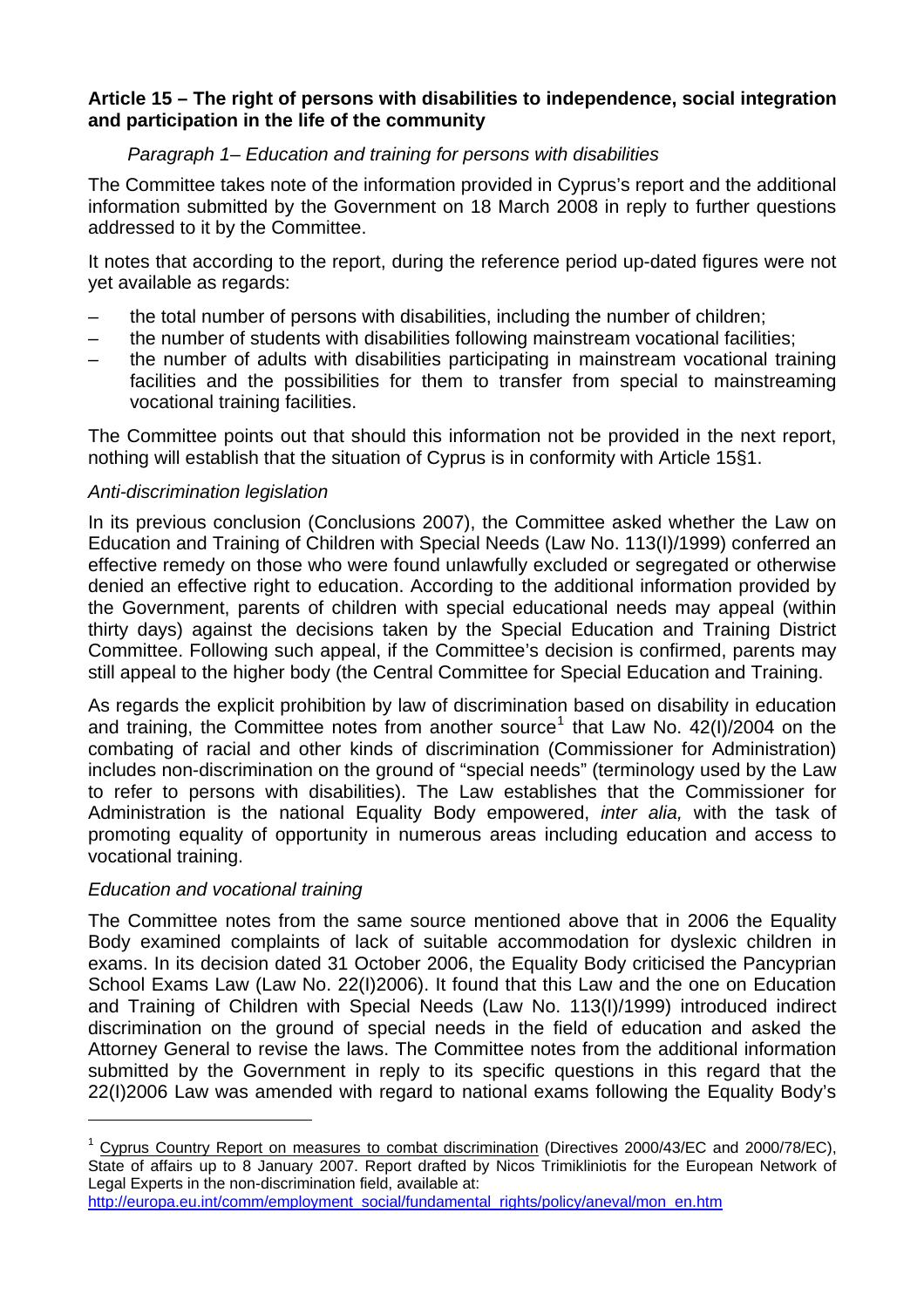**Article 15 – The right of persons with disabilities to independence, social integration and participation in the life of the community**

*Paragraph 1– Education and training for persons with disabilities*

The Committee takes note of the information provided in Cyprus's report and the additional information submitted by the Government on 18 March 2008 in reply to further questions addressed to it by the Committee.

It notes that according to the report, during the reference period up-dated figures were not yet available as regards:

– the total number of persons with disabilities, including the number of children;
– the number of students with disabilities following mainstream vocational facilities;
– the number of adults with disabilities participating in mainstream vocational training facilities and the possibilities for them to transfer from special to mainstreaming vocational training facilities.

The Committee points out that should this information not be provided in the next report, nothing will establish that the situation of Cyprus is in conformity with Article 15§1.

*Anti-discrimination legislation*

In its previous conclusion (Conclusions 2007), the Committee asked whether the Law on Education and Training of Children with Special Needs (Law No. 113(I)/1999) conferred an effective remedy on those who were found unlawfully excluded or segregated or otherwise denied an effective right to education. According to the additional information provided by the Government, parents of children with special educational needs may appeal (within thirty days) against the decisions taken by the Special Education and Training District Committee. Following such appeal, if the Committee's decision is confirmed, parents may still appeal to the higher body (the Central Committee for Special Education and Training.

As regards the explicit prohibition by law of discrimination based on disability in education and training, the Committee notes from another source[1] that Law No. 42(I)/2004 on the combating of racial and other kinds of discrimination (Commissioner for Administration) includes non-discrimination on the ground of "special needs" (terminology used by the Law to refer to persons with disabilities). The Law establishes that the Commissioner for Administration is the national Equality Body empowered, *inter alia,* with the task of promoting equality of opportunity in numerous areas including education and access to vocational training.

*Education and vocational training*

The Committee notes from the same source mentioned above that in 2006 the Equality Body examined complaints of lack of suitable accommodation for dyslexic children in exams. In its decision dated 31 October 2006, the Equality Body criticised the Pancyprian School Exams Law (Law No. 22(I)2006). It found that this Law and the one on Education and Training of Children with Special Needs (Law No. 113(I)/1999) introduced indirect discrimination on the ground of special needs in the field of education and asked the Attorney General to revise the laws. The Committee notes from the additional information submitted by the Government in reply to its specific questions in this regard that the 22(I)2006 Law was amended with regard to national exams following the Equality Body's

[1] Cyprus Country Report on measures to combat discrimination (Directives 2000/43/EC and 2000/78/EC), State of affairs up to 8 January 2007. Report drafted by Nicos Trimikliniotis for the European Network of Legal Experts in the non-discrimination field, available at: http://europa.eu.int/comm/employment_social/fundamental_rights/policy/aneval/mon_en.htm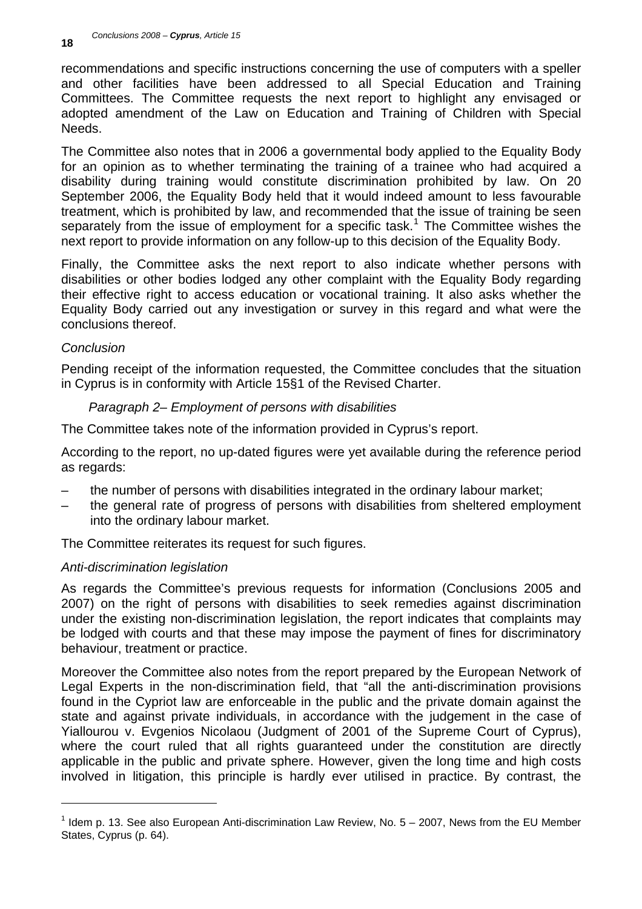recommendations and specific instructions concerning the use of computers with a speller and other facilities have been addressed to all Special Education and Training Committees. The Committee requests the next report to highlight any envisaged or adopted amendment of the Law on Education and Training of Children with Special Needs.

The Committee also notes that in 2006 a governmental body applied to the Equality Body for an opinion as to whether terminating the training of a trainee who had acquired a disability during training would constitute discrimination prohibited by law. On 20 September 2006, the Equality Body held that it would indeed amount to less favourable treatment, which is prohibited by law, and recommended that the issue of training be seen separately from the issue of employment for a specific task.[1] The Committee wishes the next report to provide information on any follow-up to this decision of the Equality Body.

Finally, the Committee asks the next report to also indicate whether persons with disabilities or other bodies lodged any other complaint with the Equality Body regarding their effective right to access education or vocational training. It also asks whether the Equality Body carried out any investigation or survey in this regard and what were the conclusions thereof.

*Conclusion*

Pending receipt of the information requested, the Committee concludes that the situation in Cyprus is in conformity with Article 15§1 of the Revised Charter.

*Paragraph 2– Employment of persons with disabilities*

The Committee takes note of the information provided in Cyprus's report.

According to the report, no up-dated figures were yet available during the reference period as regards:

– the number of persons with disabilities integrated in the ordinary labour market;
– the general rate of progress of persons with disabilities from sheltered employment into the ordinary labour market.

The Committee reiterates its request for such figures.

*Anti-discrimination legislation*

As regards the Committee's previous requests for information (Conclusions 2005 and 2007) on the right of persons with disabilities to seek remedies against discrimination under the existing non-discrimination legislation, the report indicates that complaints may be lodged with courts and that these may impose the payment of fines for discriminatory behaviour, treatment or practice.

Moreover the Committee also notes from the report prepared by the European Network of Legal Experts in the non-discrimination field, that "all the anti-discrimination provisions found in the Cypriot law are enforceable in the public and the private domain against the state and against private individuals, in accordance with the judgement in the case of Yiallourou v. Evgenios Nicolaou (Judgment of 2001 of the Supreme Court of Cyprus), where the court ruled that all rights guaranteed under the constitution are directly applicable in the public and private sphere. However, given the long time and high costs involved in litigation, this principle is hardly ever utilised in practice. By contrast, the

[1] Idem p. 13. See also European Anti-discrimination Law Review, No. 5 – 2007, News from the EU Member States, Cyprus (p. 64).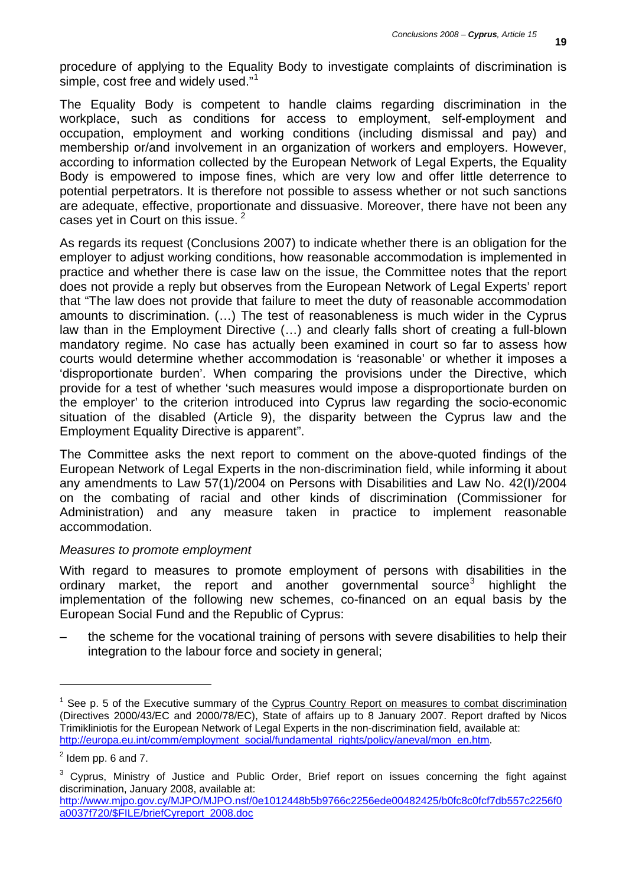procedure of applying to the Equality Body to investigate complaints of discrimination is simple, cost free and widely used."[1]

The Equality Body is competent to handle claims regarding discrimination in the workplace, such as conditions for access to employment, self-employment and occupation, employment and working conditions (including dismissal and pay) and membership or/and involvement in an organization of workers and employers. However, according to information collected by the European Network of Legal Experts, the Equality Body is empowered to impose fines, which are very low and offer little deterrence to potential perpetrators. It is therefore not possible to assess whether or not such sanctions are adequate, effective, proportionate and dissuasive. Moreover, there have not been any cases yet in Court on this issue. [2]

As regards its request (Conclusions 2007) to indicate whether there is an obligation for the employer to adjust working conditions, how reasonable accommodation is implemented in practice and whether there is case law on the issue, the Committee notes that the report does not provide a reply but observes from the European Network of Legal Experts' report that "The law does not provide that failure to meet the duty of reasonable accommodation amounts to discrimination. (…) The test of reasonableness is much wider in the Cyprus law than in the Employment Directive (…) and clearly falls short of creating a full-blown mandatory regime. No case has actually been examined in court so far to assess how courts would determine whether accommodation is 'reasonable' or whether it imposes a 'disproportionate burden'. When comparing the provisions under the Directive, which provide for a test of whether 'such measures would impose a disproportionate burden on the employer' to the criterion introduced into Cyprus law regarding the socio-economic situation of the disabled (Article 9), the disparity between the Cyprus law and the Employment Equality Directive is apparent".

The Committee asks the next report to comment on the above-quoted findings of the European Network of Legal Experts in the non-discrimination field, while informing it about any amendments to Law 57(1)/2004 on Persons with Disabilities and Law No. 42(I)/2004 on the combating of racial and other kinds of discrimination (Commissioner for Administration) and any measure taken in practice to implement reasonable accommodation.

*Measures to promote employment*

With regard to measures to promote employment of persons with disabilities in the ordinary market, the report and another governmental source[3] highlight the implementation of the following new schemes, co-financed on an equal basis by the European Social Fund and the Republic of Cyprus:

– the scheme for the vocational training of persons with severe disabilities to help their integration to the labour force and society in general;

---

[1] See p. 5 of the Executive summary of the Cyprus Country Report on measures to combat discrimination (Directives 2000/43/EC and 2000/78/EC), State of affairs up to 8 January 2007. Report drafted by Nicos Trimikliniotis for the European Network of Legal Experts in the non-discrimination field, available at: http://europa.eu.int/comm/employment_social/fundamental_rights/policy/aneval/mon_en.htm.

[2] Idem pp. 6 and 7.

[3] Cyprus, Ministry of Justice and Public Order, Brief report on issues concerning the fight against discrimination, January 2008, available at: http://www.mjpo.gov.cy/MJPO/MJPO.nsf/0e1012448b5b9766c2256ede00482425/b0fc8c0fcf7db557c2256f0a0037f720/$FILE/briefCyreport_2008.doc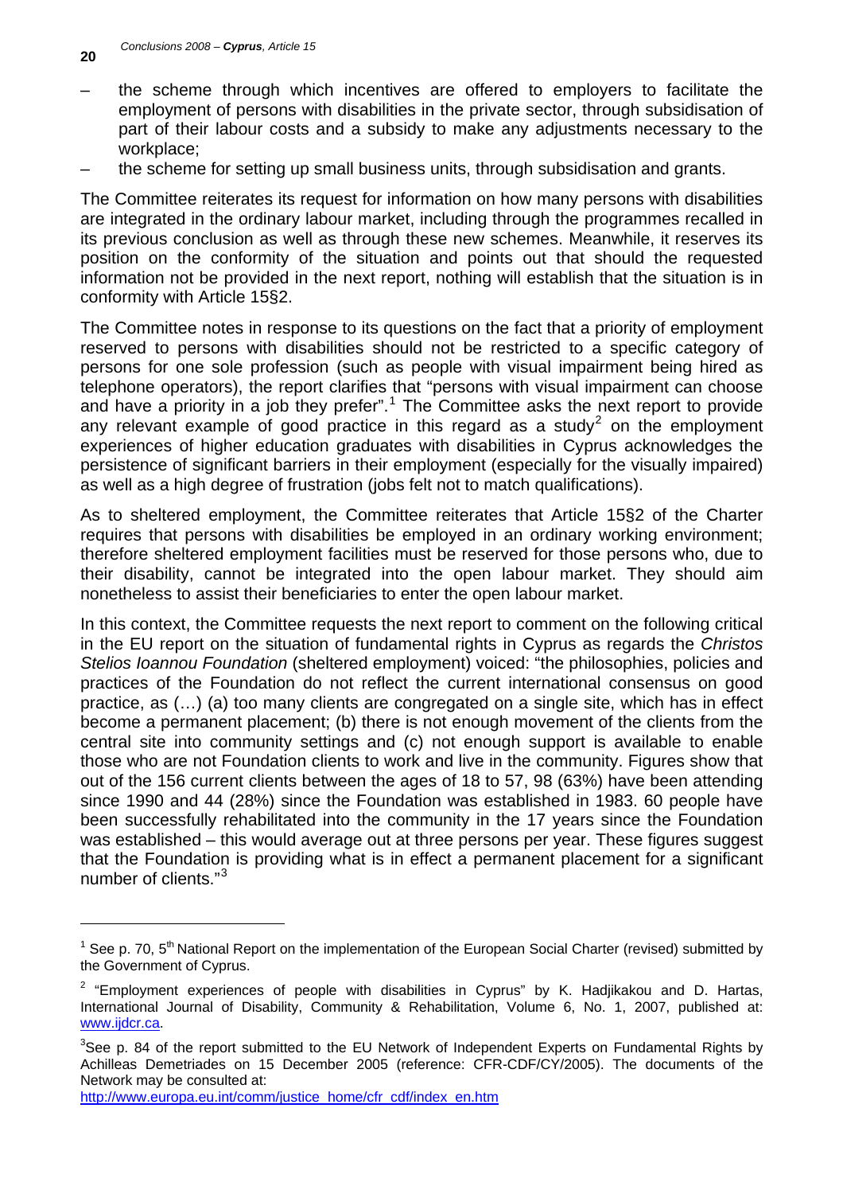- the scheme through which incentives are offered to employers to facilitate the employment of persons with disabilities in the private sector, through subsidisation of part of their labour costs and a subsidy to make any adjustments necessary to the workplace;
- the scheme for setting up small business units, through subsidisation and grants.

The Committee reiterates its request for information on how many persons with disabilities are integrated in the ordinary labour market, including through the programmes recalled in its previous conclusion as well as through these new schemes. Meanwhile, it reserves its position on the conformity of the situation and points out that should the requested information not be provided in the next report, nothing will establish that the situation is in conformity with Article 15§2.

The Committee notes in response to its questions on the fact that a priority of employment reserved to persons with disabilities should not be restricted to a specific category of persons for one sole profession (such as people with visual impairment being hired as telephone operators), the report clarifies that "persons with visual impairment can choose and have a priority in a job they prefer".[1] The Committee asks the next report to provide any relevant example of good practice in this regard as a study[2] on the employment experiences of higher education graduates with disabilities in Cyprus acknowledges the persistence of significant barriers in their employment (especially for the visually impaired) as well as a high degree of frustration (jobs felt not to match qualifications).

As to sheltered employment, the Committee reiterates that Article 15§2 of the Charter requires that persons with disabilities be employed in an ordinary working environment; therefore sheltered employment facilities must be reserved for those persons who, due to their disability, cannot be integrated into the open labour market. They should aim nonetheless to assist their beneficiaries to enter the open labour market.

In this context, the Committee requests the next report to comment on the following critical in the EU report on the situation of fundamental rights in Cyprus as regards the *Christos Stelios Ioannou Foundation* (sheltered employment) voiced: "the philosophies, policies and practices of the Foundation do not reflect the current international consensus on good practice, as (…) (a) too many clients are congregated on a single site, which has in effect become a permanent placement; (b) there is not enough movement of the clients from the central site into community settings and (c) not enough support is available to enable those who are not Foundation clients to work and live in the community. Figures show that out of the 156 current clients between the ages of 18 to 57, 98 (63%) have been attending since 1990 and 44 (28%) since the Foundation was established in 1983. 60 people have been successfully rehabilitated into the community in the 17 years since the Foundation was established – this would average out at three persons per year. These figures suggest that the Foundation is providing what is in effect a permanent placement for a significant number of clients."[3]

---

[1] See p. 70, 5th National Report on the implementation of the European Social Charter (revised) submitted by the Government of Cyprus.

[2] "Employment experiences of people with disabilities in Cyprus" by K. Hadjikakou and D. Hartas, International Journal of Disability, Community & Rehabilitation, Volume 6, No. 1, 2007, published at: www.ijdcr.ca.

[3] See p. 84 of the report submitted to the EU Network of Independent Experts on Fundamental Rights by Achilleas Demetriades on 15 December 2005 (reference: CFR-CDF/CY/2005). The documents of the Network may be consulted at: http://www.europa.eu.int/comm/justice_home/cfr_cdf/index_en.htm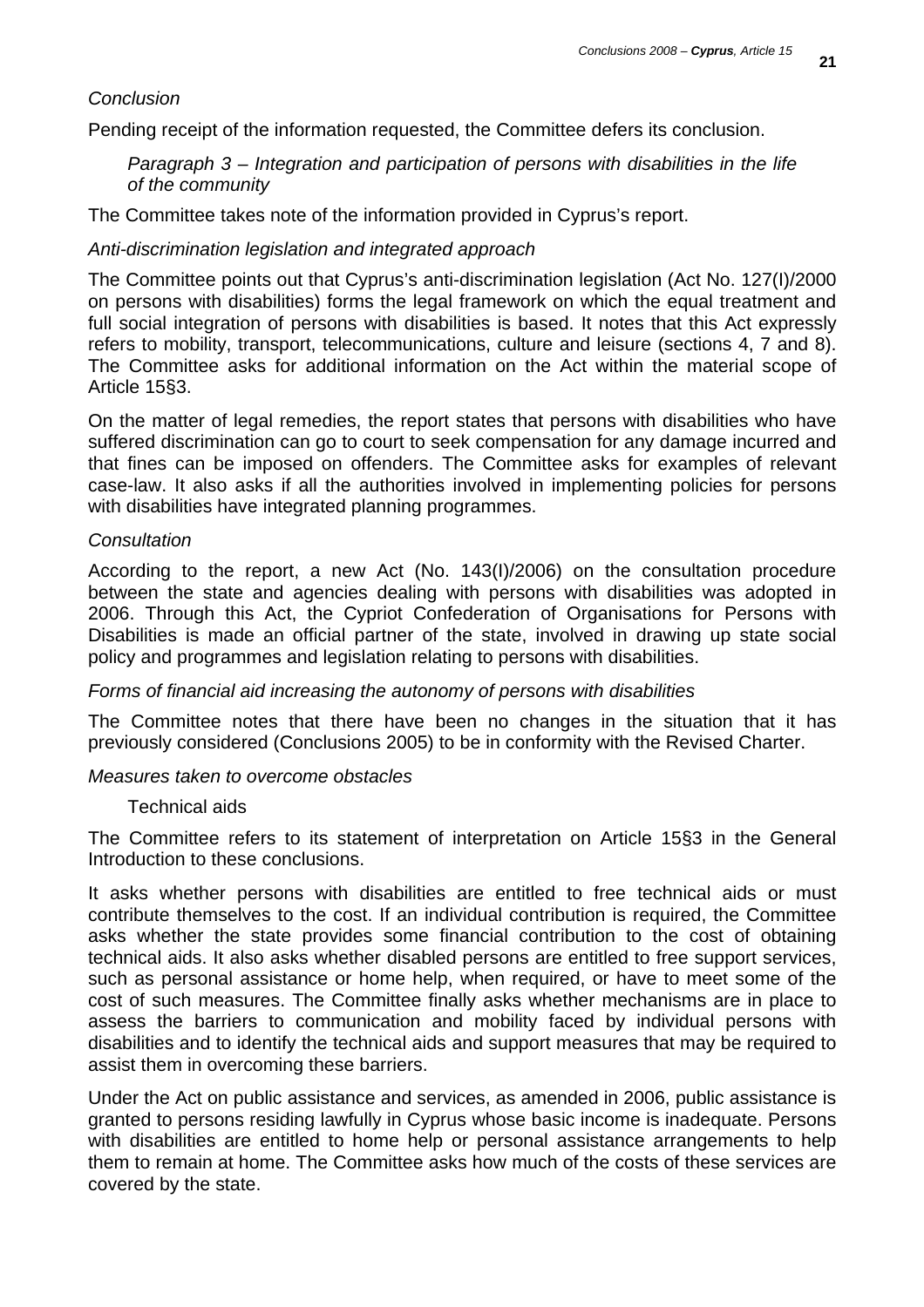*Conclusion*

Pending receipt of the information requested, the Committee defers its conclusion.

*Paragraph 3 – Integration and participation of persons with disabilities in the life of the community*

The Committee takes note of the information provided in Cyprus's report.

*Anti-discrimination legislation and integrated approach*

The Committee points out that Cyprus's anti-discrimination legislation (Act No. 127(I)/2000 on persons with disabilities) forms the legal framework on which the equal treatment and full social integration of persons with disabilities is based. It notes that this Act expressly refers to mobility, transport, telecommunications, culture and leisure (sections 4, 7 and 8). The Committee asks for additional information on the Act within the material scope of Article 15§3.

On the matter of legal remedies, the report states that persons with disabilities who have suffered discrimination can go to court to seek compensation for any damage incurred and that fines can be imposed on offenders. The Committee asks for examples of relevant case-law. It also asks if all the authorities involved in implementing policies for persons with disabilities have integrated planning programmes.

*Consultation*

According to the report, a new Act (No. 143(I)/2006) on the consultation procedure between the state and agencies dealing with persons with disabilities was adopted in 2006. Through this Act, the Cypriot Confederation of Organisations for Persons with Disabilities is made an official partner of the state, involved in drawing up state social policy and programmes and legislation relating to persons with disabilities.

*Forms of financial aid increasing the autonomy of persons with disabilities*

The Committee notes that there have been no changes in the situation that it has previously considered (Conclusions 2005) to be in conformity with the Revised Charter.

*Measures taken to overcome obstacles*

Technical aids

The Committee refers to its statement of interpretation on Article 15§3 in the General Introduction to these conclusions.

It asks whether persons with disabilities are entitled to free technical aids or must contribute themselves to the cost. If an individual contribution is required, the Committee asks whether the state provides some financial contribution to the cost of obtaining technical aids. It also asks whether disabled persons are entitled to free support services, such as personal assistance or home help, when required, or have to meet some of the cost of such measures. The Committee finally asks whether mechanisms are in place to assess the barriers to communication and mobility faced by individual persons with disabilities and to identify the technical aids and support measures that may be required to assist them in overcoming these barriers.

Under the Act on public assistance and services, as amended in 2006, public assistance is granted to persons residing lawfully in Cyprus whose basic income is inadequate. Persons with disabilities are entitled to home help or personal assistance arrangements to help them to remain at home. The Committee asks how much of the costs of these services are covered by the state.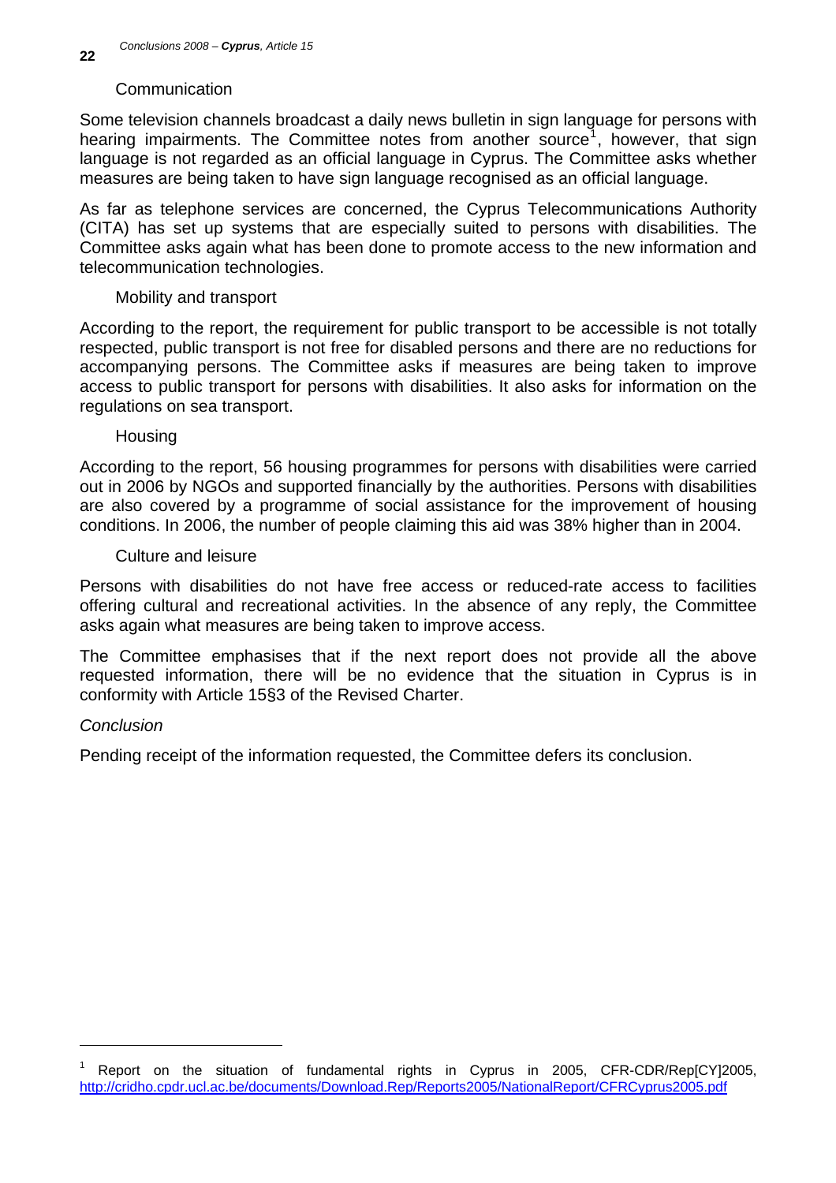#### Communication

Some television channels broadcast a daily news bulletin in sign language for persons with hearing impairments. The Committee notes from another source[1], however, that sign language is not regarded as an official language in Cyprus. The Committee asks whether measures are being taken to have sign language recognised as an official language.

As far as telephone services are concerned, the Cyprus Telecommunications Authority (CITA) has set up systems that are especially suited to persons with disabilities. The Committee asks again what has been done to promote access to the new information and telecommunication technologies.

#### Mobility and transport

According to the report, the requirement for public transport to be accessible is not totally respected, public transport is not free for disabled persons and there are no reductions for accompanying persons. The Committee asks if measures are being taken to improve access to public transport for persons with disabilities. It also asks for information on the regulations on sea transport.

#### Housing

According to the report, 56 housing programmes for persons with disabilities were carried out in 2006 by NGOs and supported financially by the authorities. Persons with disabilities are also covered by a programme of social assistance for the improvement of housing conditions. In 2006, the number of people claiming this aid was 38% higher than in 2004.

#### Culture and leisure

Persons with disabilities do not have free access or reduced-rate access to facilities offering cultural and recreational activities. In the absence of any reply, the Committee asks again what measures are being taken to improve access.

The Committee emphasises that if the next report does not provide all the above requested information, there will be no evidence that the situation in Cyprus is in conformity with Article 15§3 of the Revised Charter.

### *Conclusion*

Pending receipt of the information requested, the Committee defers its conclusion.

---

[1] Report on the situation of fundamental rights in Cyprus in 2005, CFR-CDR/Rep[CY]2005, http://cridho.cpdr.ucl.ac.be/documents/Download.Rep/Reports2005/NationalReport/CFRCyprus2005.pdf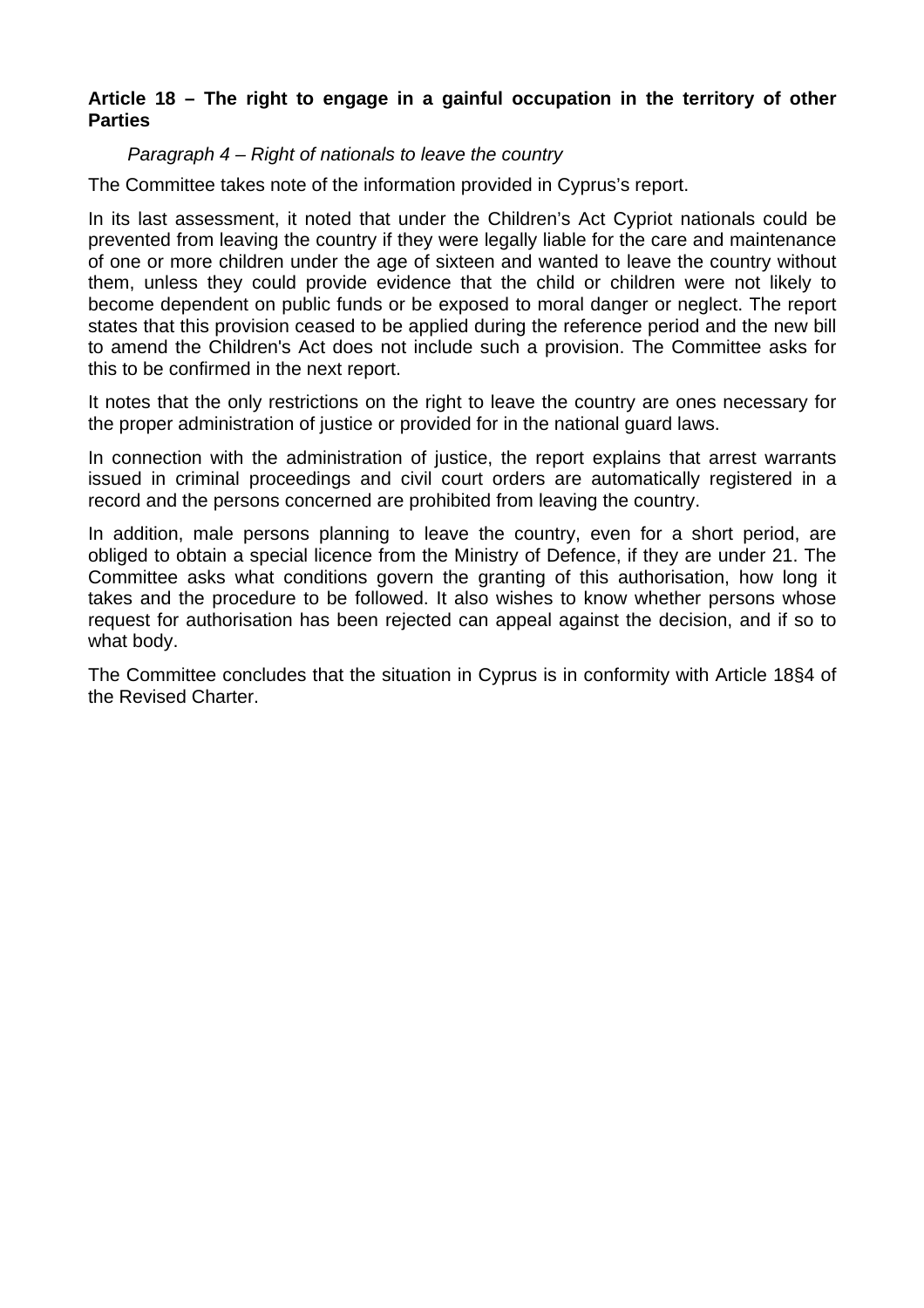**Article 18 – The right to engage in a gainful occupation in the territory of other Parties**

*Paragraph 4 – Right of nationals to leave the country*

The Committee takes note of the information provided in Cyprus's report.

In its last assessment, it noted that under the Children's Act Cypriot nationals could be prevented from leaving the country if they were legally liable for the care and maintenance of one or more children under the age of sixteen and wanted to leave the country without them, unless they could provide evidence that the child or children were not likely to become dependent on public funds or be exposed to moral danger or neglect. The report states that this provision ceased to be applied during the reference period and the new bill to amend the Children's Act does not include such a provision. The Committee asks for this to be confirmed in the next report.

It notes that the only restrictions on the right to leave the country are ones necessary for the proper administration of justice or provided for in the national guard laws.

In connection with the administration of justice, the report explains that arrest warrants issued in criminal proceedings and civil court orders are automatically registered in a record and the persons concerned are prohibited from leaving the country.

In addition, male persons planning to leave the country, even for a short period, are obliged to obtain a special licence from the Ministry of Defence, if they are under 21. The Committee asks what conditions govern the granting of this authorisation, how long it takes and the procedure to be followed. It also wishes to know whether persons whose request for authorisation has been rejected can appeal against the decision, and if so to what body.

The Committee concludes that the situation in Cyprus is in conformity with Article 18§4 of the Revised Charter.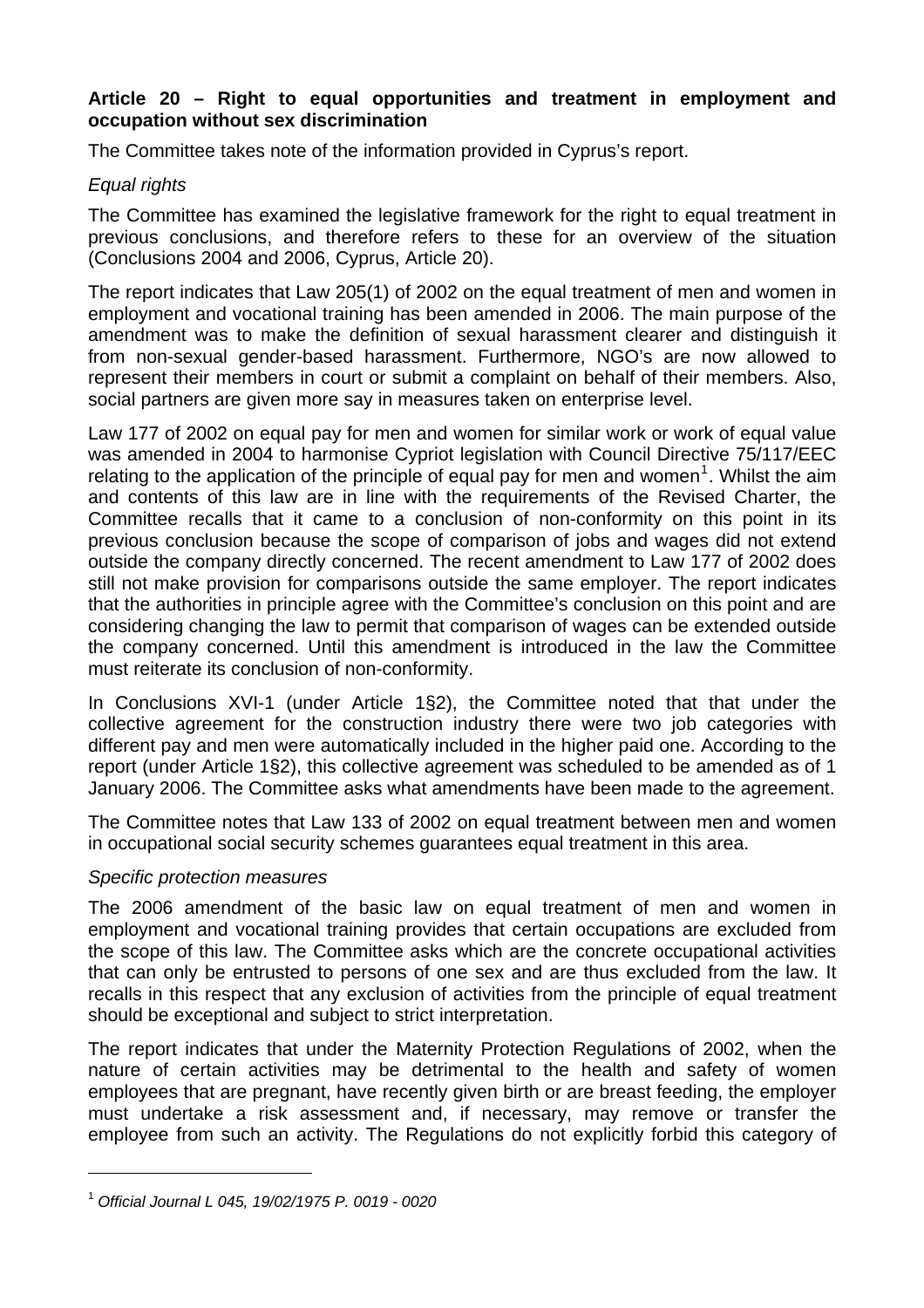**Article 20 – Right to equal opportunities and treatment in employment and occupation without sex discrimination**

The Committee takes note of the information provided in Cyprus's report.

*Equal rights*

The Committee has examined the legislative framework for the right to equal treatment in previous conclusions, and therefore refers to these for an overview of the situation (Conclusions 2004 and 2006, Cyprus, Article 20).

The report indicates that Law 205(1) of 2002 on the equal treatment of men and women in employment and vocational training has been amended in 2006. The main purpose of the amendment was to make the definition of sexual harassment clearer and distinguish it from non-sexual gender-based harassment. Furthermore, NGO's are now allowed to represent their members in court or submit a complaint on behalf of their members. Also, social partners are given more say in measures taken on enterprise level.

Law 177 of 2002 on equal pay for men and women for similar work or work of equal value was amended in 2004 to harmonise Cypriot legislation with Council Directive 75/117/EEC relating to the application of the principle of equal pay for men and women[1]. Whilst the aim and contents of this law are in line with the requirements of the Revised Charter, the Committee recalls that it came to a conclusion of non-conformity on this point in its previous conclusion because the scope of comparison of jobs and wages did not extend outside the company directly concerned. The recent amendment to Law 177 of 2002 does still not make provision for comparisons outside the same employer. The report indicates that the authorities in principle agree with the Committee's conclusion on this point and are considering changing the law to permit that comparison of wages can be extended outside the company concerned. Until this amendment is introduced in the law the Committee must reiterate its conclusion of non-conformity.

In Conclusions XVI-1 (under Article 1§2), the Committee noted that that under the collective agreement for the construction industry there were two job categories with different pay and men were automatically included in the higher paid one. According to the report (under Article 1§2), this collective agreement was scheduled to be amended as of 1 January 2006. The Committee asks what amendments have been made to the agreement.

The Committee notes that Law 133 of 2002 on equal treatment between men and women in occupational social security schemes guarantees equal treatment in this area.

*Specific protection measures*

The 2006 amendment of the basic law on equal treatment of men and women in employment and vocational training provides that certain occupations are excluded from the scope of this law. The Committee asks which are the concrete occupational activities that can only be entrusted to persons of one sex and are thus excluded from the law. It recalls in this respect that any exclusion of activities from the principle of equal treatment should be exceptional and subject to strict interpretation.

The report indicates that under the Maternity Protection Regulations of 2002, when the nature of certain activities may be detrimental to the health and safety of women employees that are pregnant, have recently given birth or are breast feeding, the employer must undertake a risk assessment and, if necessary, may remove or transfer the employee from such an activity. The Regulations do not explicitly forbid this category of

[1] *Official Journal L 045, 19/02/1975 P. 0019 - 0020*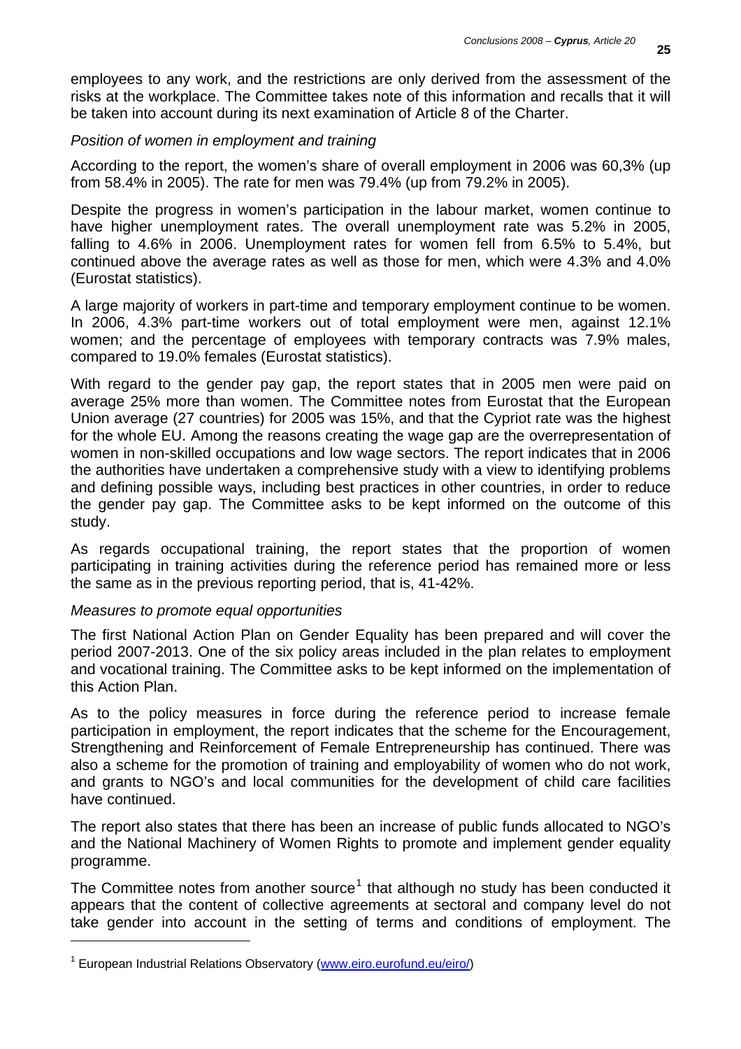employees to any work, and the restrictions are only derived from the assessment of the risks at the workplace. The Committee takes note of this information and recalls that it will be taken into account during its next examination of Article 8 of the Charter.

*Position of women in employment and training*

According to the report, the women's share of overall employment in 2006 was 60,3% (up from 58.4% in 2005). The rate for men was 79.4% (up from 79.2% in 2005).

Despite the progress in women's participation in the labour market, women continue to have higher unemployment rates. The overall unemployment rate was 5.2% in 2005, falling to 4.6% in 2006. Unemployment rates for women fell from 6.5% to 5.4%, but continued above the average rates as well as those for men, which were 4.3% and 4.0% (Eurostat statistics).

A large majority of workers in part-time and temporary employment continue to be women. In 2006, 4.3% part-time workers out of total employment were men, against 12.1% women; and the percentage of employees with temporary contracts was 7.9% males, compared to 19.0% females (Eurostat statistics).

With regard to the gender pay gap, the report states that in 2005 men were paid on average 25% more than women. The Committee notes from Eurostat that the European Union average (27 countries) for 2005 was 15%, and that the Cypriot rate was the highest for the whole EU. Among the reasons creating the wage gap are the overrepresentation of women in non-skilled occupations and low wage sectors. The report indicates that in 2006 the authorities have undertaken a comprehensive study with a view to identifying problems and defining possible ways, including best practices in other countries, in order to reduce the gender pay gap. The Committee asks to be kept informed on the outcome of this study.

As regards occupational training, the report states that the proportion of women participating in training activities during the reference period has remained more or less the same as in the previous reporting period, that is, 41-42%.

*Measures to promote equal opportunities*

The first National Action Plan on Gender Equality has been prepared and will cover the period 2007-2013. One of the six policy areas included in the plan relates to employment and vocational training. The Committee asks to be kept informed on the implementation of this Action Plan.

As to the policy measures in force during the reference period to increase female participation in employment, the report indicates that the scheme for the Encouragement, Strengthening and Reinforcement of Female Entrepreneurship has continued. There was also a scheme for the promotion of training and employability of women who do not work, and grants to NGO's and local communities for the development of child care facilities have continued.

The report also states that there has been an increase of public funds allocated to NGO's and the National Machinery of Women Rights to promote and implement gender equality programme.

The Committee notes from another source[1] that although no study has been conducted it appears that the content of collective agreements at sectoral and company level do not take gender into account in the setting of terms and conditions of employment. The

[1] European Industrial Relations Observatory (www.eiro.eurofund.eu/eiro/)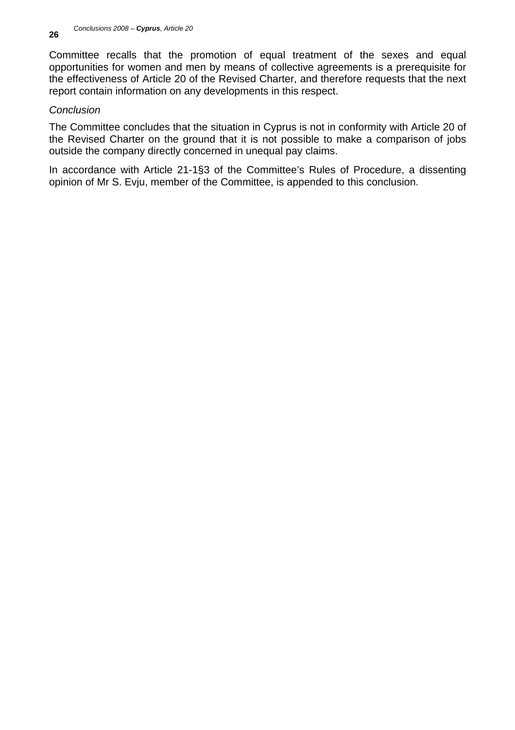Committee recalls that the promotion of equal treatment of the sexes and equal opportunities for women and men by means of collective agreements is a prerequisite for the effectiveness of Article 20 of the Revised Charter, and therefore requests that the next report contain information on any developments in this respect.

*Conclusion*

The Committee concludes that the situation in Cyprus is not in conformity with Article 20 of the Revised Charter on the ground that it is not possible to make a comparison of jobs outside the company directly concerned in unequal pay claims.

In accordance with Article 21-1§3 of the Committee's Rules of Procedure, a dissenting opinion of Mr S. Evju, member of the Committee, is appended to this conclusion.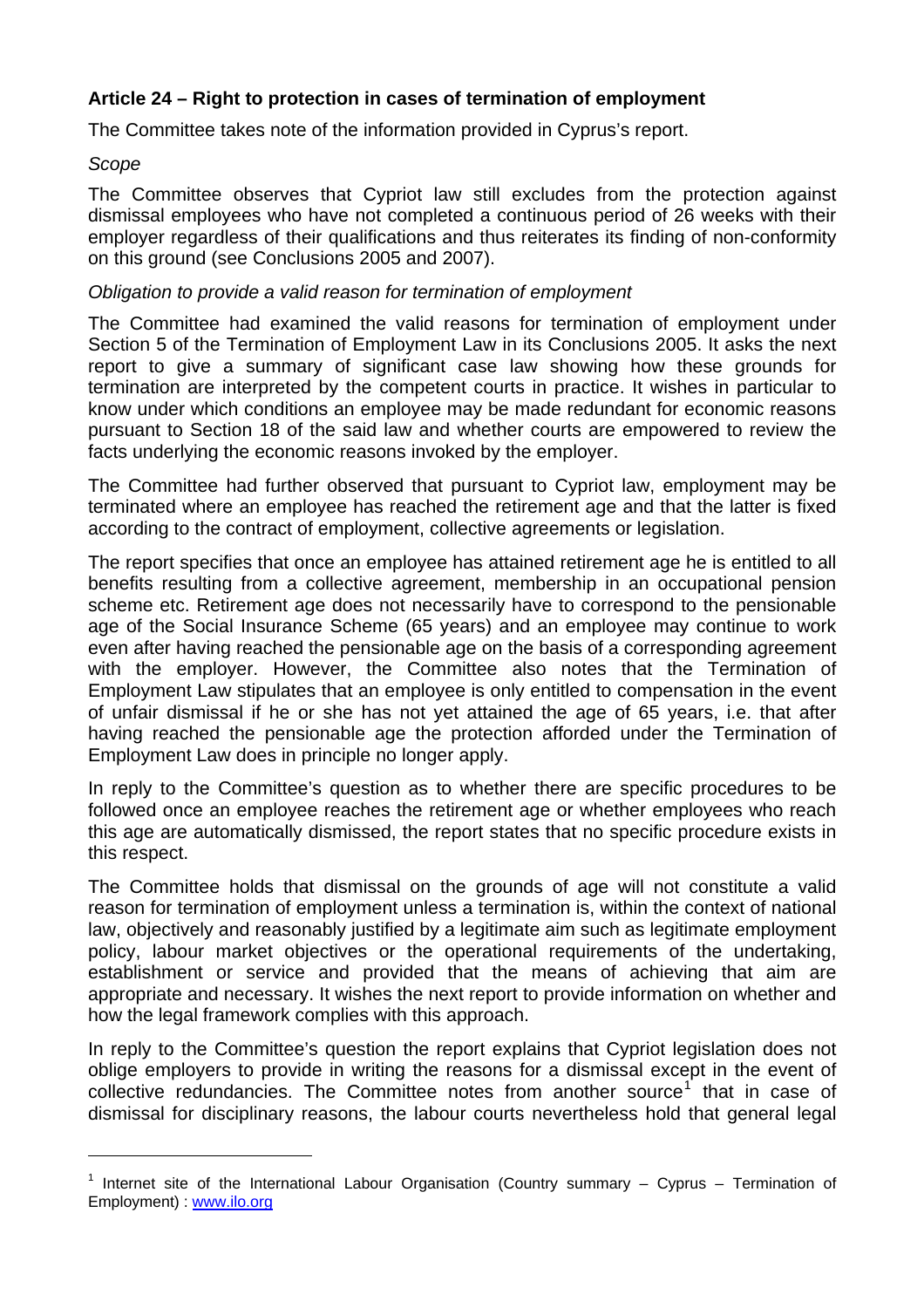**Article 24 – Right to protection in cases of termination of employment**

The Committee takes note of the information provided in Cyprus's report.

*Scope*

The Committee observes that Cypriot law still excludes from the protection against dismissal employees who have not completed a continuous period of 26 weeks with their employer regardless of their qualifications and thus reiterates its finding of non-conformity on this ground (see Conclusions 2005 and 2007).

*Obligation to provide a valid reason for termination of employment*

The Committee had examined the valid reasons for termination of employment under Section 5 of the Termination of Employment Law in its Conclusions 2005. It asks the next report to give a summary of significant case law showing how these grounds for termination are interpreted by the competent courts in practice. It wishes in particular to know under which conditions an employee may be made redundant for economic reasons pursuant to Section 18 of the said law and whether courts are empowered to review the facts underlying the economic reasons invoked by the employer.

The Committee had further observed that pursuant to Cypriot law, employment may be terminated where an employee has reached the retirement age and that the latter is fixed according to the contract of employment, collective agreements or legislation.

The report specifies that once an employee has attained retirement age he is entitled to all benefits resulting from a collective agreement, membership in an occupational pension scheme etc. Retirement age does not necessarily have to correspond to the pensionable age of the Social Insurance Scheme (65 years) and an employee may continue to work even after having reached the pensionable age on the basis of a corresponding agreement with the employer. However, the Committee also notes that the Termination of Employment Law stipulates that an employee is only entitled to compensation in the event of unfair dismissal if he or she has not yet attained the age of 65 years, i.e. that after having reached the pensionable age the protection afforded under the Termination of Employment Law does in principle no longer apply.

In reply to the Committee's question as to whether there are specific procedures to be followed once an employee reaches the retirement age or whether employees who reach this age are automatically dismissed, the report states that no specific procedure exists in this respect.

The Committee holds that dismissal on the grounds of age will not constitute a valid reason for termination of employment unless a termination is, within the context of national law, objectively and reasonably justified by a legitimate aim such as legitimate employment policy, labour market objectives or the operational requirements of the undertaking, establishment or service and provided that the means of achieving that aim are appropriate and necessary. It wishes the next report to provide information on whether and how the legal framework complies with this approach.

In reply to the Committee's question the report explains that Cypriot legislation does not oblige employers to provide in writing the reasons for a dismissal except in the event of collective redundancies. The Committee notes from another source[1] that in case of dismissal for disciplinary reasons, the labour courts nevertheless hold that general legal

---

[1] Internet site of the International Labour Organisation (Country summary – Cyprus – Termination of Employment) : www.ilo.org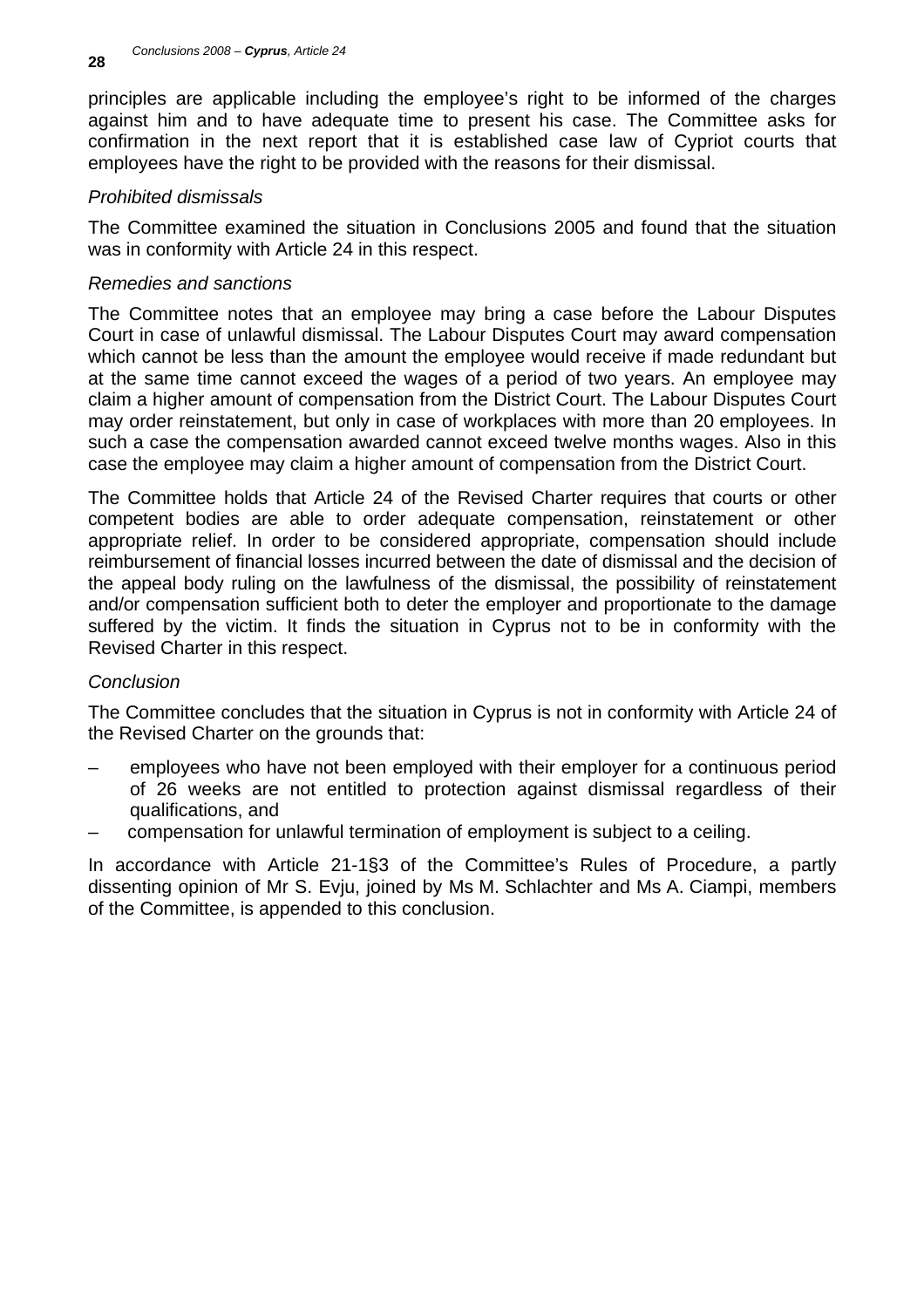principles are applicable including the employee's right to be informed of the charges against him and to have adequate time to present his case. The Committee asks for confirmation in the next report that it is established case law of Cypriot courts that employees have the right to be provided with the reasons for their dismissal.

*Prohibited dismissals*

The Committee examined the situation in Conclusions 2005 and found that the situation was in conformity with Article 24 in this respect.

*Remedies and sanctions*

The Committee notes that an employee may bring a case before the Labour Disputes Court in case of unlawful dismissal. The Labour Disputes Court may award compensation which cannot be less than the amount the employee would receive if made redundant but at the same time cannot exceed the wages of a period of two years. An employee may claim a higher amount of compensation from the District Court. The Labour Disputes Court may order reinstatement, but only in case of workplaces with more than 20 employees. In such a case the compensation awarded cannot exceed twelve months wages. Also in this case the employee may claim a higher amount of compensation from the District Court.

The Committee holds that Article 24 of the Revised Charter requires that courts or other competent bodies are able to order adequate compensation, reinstatement or other appropriate relief. In order to be considered appropriate, compensation should include reimbursement of financial losses incurred between the date of dismissal and the decision of the appeal body ruling on the lawfulness of the dismissal, the possibility of reinstatement and/or compensation sufficient both to deter the employer and proportionate to the damage suffered by the victim. It finds the situation in Cyprus not to be in conformity with the Revised Charter in this respect.

*Conclusion*

The Committee concludes that the situation in Cyprus is not in conformity with Article 24 of the Revised Charter on the grounds that:

- employees who have not been employed with their employer for a continuous period of 26 weeks are not entitled to protection against dismissal regardless of their qualifications, and
- compensation for unlawful termination of employment is subject to a ceiling.

In accordance with Article 21-1§3 of the Committee's Rules of Procedure, a partly dissenting opinion of Mr S. Evju, joined by Ms M. Schlachter and Ms A. Ciampi, members of the Committee, is appended to this conclusion.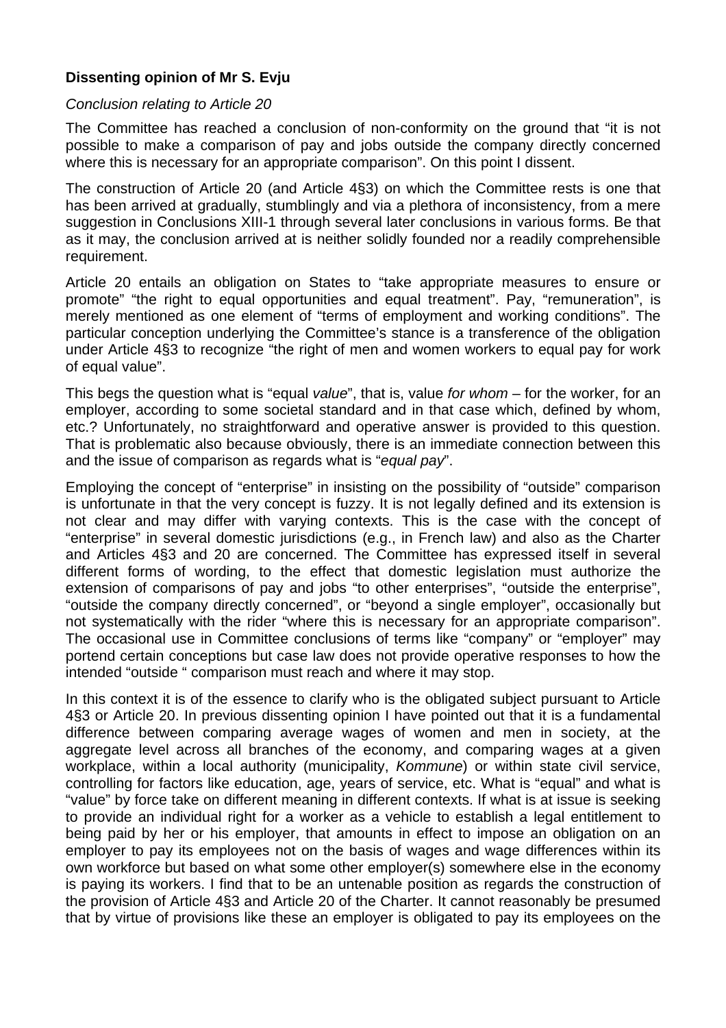**Dissenting opinion of Mr S. Evju**

*Conclusion relating to Article 20*

The Committee has reached a conclusion of non-conformity on the ground that "it is not possible to make a comparison of pay and jobs outside the company directly concerned where this is necessary for an appropriate comparison". On this point I dissent.

The construction of Article 20 (and Article 4§3) on which the Committee rests is one that has been arrived at gradually, stumblingly and via a plethora of inconsistency, from a mere suggestion in Conclusions XIII-1 through several later conclusions in various forms. Be that as it may, the conclusion arrived at is neither solidly founded nor a readily comprehensible requirement.

Article 20 entails an obligation on States to "take appropriate measures to ensure or promote" "the right to equal opportunities and equal treatment". Pay, "remuneration", is merely mentioned as one element of "terms of employment and working conditions". The particular conception underlying the Committee's stance is a transference of the obligation under Article 4§3 to recognize "the right of men and women workers to equal pay for work of equal value".

This begs the question what is "equal *value*", that is, value *for whom* – for the worker, for an employer, according to some societal standard and in that case which, defined by whom, etc.? Unfortunately, no straightforward and operative answer is provided to this question. That is problematic also because obviously, there is an immediate connection between this and the issue of comparison as regards what is "*equal pay*".

Employing the concept of "enterprise" in insisting on the possibility of "outside" comparison is unfortunate in that the very concept is fuzzy. It is not legally defined and its extension is not clear and may differ with varying contexts. This is the case with the concept of "enterprise" in several domestic jurisdictions (e.g., in French law) and also as the Charter and Articles 4§3 and 20 are concerned. The Committee has expressed itself in several different forms of wording, to the effect that domestic legislation must authorize the extension of comparisons of pay and jobs "to other enterprises", "outside the enterprise", "outside the company directly concerned", or "beyond a single employer", occasionally but not systematically with the rider "where this is necessary for an appropriate comparison". The occasional use in Committee conclusions of terms like "company" or "employer" may portend certain conceptions but case law does not provide operative responses to how the intended "outside " comparison must reach and where it may stop.

In this context it is of the essence to clarify who is the obligated subject pursuant to Article 4§3 or Article 20. In previous dissenting opinion I have pointed out that it is a fundamental difference between comparing average wages of women and men in society, at the aggregate level across all branches of the economy, and comparing wages at a given workplace, within a local authority (municipality, *Kommune*) or within state civil service, controlling for factors like education, age, years of service, etc. What is "equal" and what is "value" by force take on different meaning in different contexts. If what is at issue is seeking to provide an individual right for a worker as a vehicle to establish a legal entitlement to being paid by her or his employer, that amounts in effect to impose an obligation on an employer to pay its employees not on the basis of wages and wage differences within its own workforce but based on what some other employer(s) somewhere else in the economy is paying its workers. I find that to be an untenable position as regards the construction of the provision of Article 4§3 and Article 20 of the Charter. It cannot reasonably be presumed that by virtue of provisions like these an employer is obligated to pay its employees on the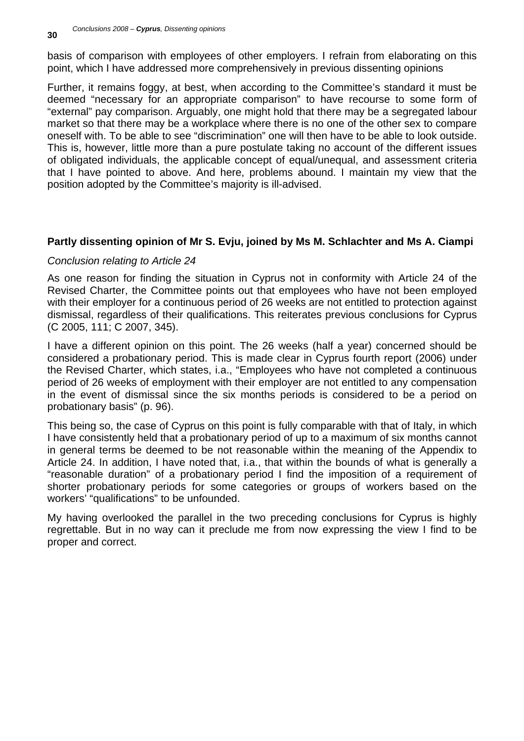basis of comparison with employees of other employers. I refrain from elaborating on this point, which I have addressed more comprehensively in previous dissenting opinions

Further, it remains foggy, at best, when according to the Committee's standard it must be deemed "necessary for an appropriate comparison" to have recourse to some form of "external" pay comparison. Arguably, one might hold that there may be a segregated labour market so that there may be a workplace where there is no one of the other sex to compare oneself with. To be able to see "discrimination" one will then have to be able to look outside. This is, however, little more than a pure postulate taking no account of the different issues of obligated individuals, the applicable concept of equal/unequal, and assessment criteria that I have pointed to above. And here, problems abound. I maintain my view that the position adopted by the Committee's majority is ill-advised.

## Partly dissenting opinion of Mr S. Evju, joined by Ms M. Schlachter and Ms A. Ciampi

*Conclusion relating to Article 24*

As one reason for finding the situation in Cyprus not in conformity with Article 24 of the Revised Charter, the Committee points out that employees who have not been employed with their employer for a continuous period of 26 weeks are not entitled to protection against dismissal, regardless of their qualifications. This reiterates previous conclusions for Cyprus (C 2005, 111; C 2007, 345).

I have a different opinion on this point. The 26 weeks (half a year) concerned should be considered a probationary period. This is made clear in Cyprus fourth report (2006) under the Revised Charter, which states, i.a., "Employees who have not completed a continuous period of 26 weeks of employment with their employer are not entitled to any compensation in the event of dismissal since the six months periods is considered to be a period on probationary basis" (p. 96).

This being so, the case of Cyprus on this point is fully comparable with that of Italy, in which I have consistently held that a probationary period of up to a maximum of six months cannot in general terms be deemed to be not reasonable within the meaning of the Appendix to Article 24. In addition, I have noted that, i.a., that within the bounds of what is generally a "reasonable duration" of a probationary period I find the imposition of a requirement of shorter probationary periods for some categories or groups of workers based on the workers' "qualifications" to be unfounded.

My having overlooked the parallel in the two preceding conclusions for Cyprus is highly regrettable. But in no way can it preclude me from now expressing the view I find to be proper and correct.